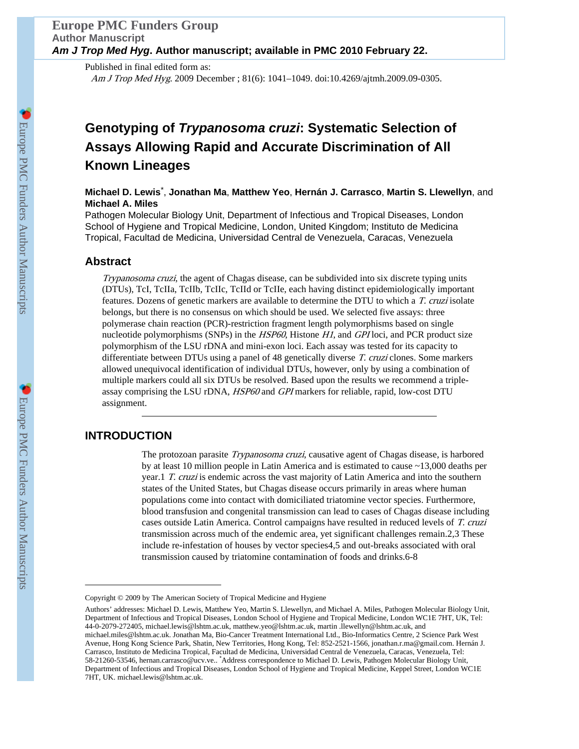Europe PMC Funders Group
Author Manuscript

*Am J Trop Med Hyg*. Author manuscript; available in PMC 2010 February 22.

Published in final edited form as:
*Am J Trop Med Hyg*. 2009 December ; 81(6): 1041–1049. doi:10.4269/ajtmh.2009.09-0305.

# Genotyping of *Trypanosoma cruzi*: Systematic Selection of Assays Allowing Rapid and Accurate Discrimination of All Known Lineages

**Michael D. Lewis**[*], **Jonathan Ma**, **Matthew Yeo**, **Hernán J. Carrasco**, **Martin S. Llewellyn**, and **Michael A. Miles**

Pathogen Molecular Biology Unit, Department of Infectious and Tropical Diseases, London School of Hygiene and Tropical Medicine, London, United Kingdom; Instituto de Medicina Tropical, Facultad de Medicina, Universidad Central de Venezuela, Caracas, Venezuela

## Abstract

*Trypanosoma cruzi*, the agent of Chagas disease, can be subdivided into six discrete typing units (DTUs), TcI, TcIIa, TcIIb, TcIIc, TcIId or TcIIe, each having distinct epidemiologically important features. Dozens of genetic markers are available to determine the DTU to which a *T. cruzi* isolate belongs, but there is no consensus on which should be used. We selected five assays: three polymerase chain reaction (PCR)-restriction fragment length polymorphisms based on single nucleotide polymorphisms (SNPs) in the *HSP60*, Histone *H1*, and *GPI* loci, and PCR product size polymorphism of the LSU rDNA and mini-exon loci. Each assay was tested for its capacity to differentiate between DTUs using a panel of 48 genetically diverse *T. cruzi* clones. Some markers allowed unequivocal identification of individual DTUs, however, only by using a combination of multiple markers could all six DTUs be resolved. Based upon the results we recommend a triple-assay comprising the LSU rDNA, *HSP60* and *GPI* markers for reliable, rapid, low-cost DTU assignment.

## INTRODUCTION

The protozoan parasite *Trypanosoma cruzi*, causative agent of Chagas disease, is harbored by at least 10 million people in Latin America and is estimated to cause ~13,000 deaths per year.[1] *T. cruzi* is endemic across the vast majority of Latin America and into the southern states of the United States, but Chagas disease occurs primarily in areas where human populations come into contact with domiciliated triatomine vector species. Furthermore, blood transfusion and congenital transmission can lead to cases of Chagas disease including cases outside Latin America. Control campaigns have resulted in reduced levels of *T. cruzi* transmission across much of the endemic area, yet significant challenges remain.[2,3] These include re-infestation of houses by vector species[4,5] and out-breaks associated with oral transmission caused by triatomine contamination of foods and drinks.[6-8]

---

Copyright © 2009 by The American Society of Tropical Medicine and Hygiene

Authors' addresses: Michael D. Lewis, Matthew Yeo, Martin S. Llewellyn, and Michael A. Miles, Pathogen Molecular Biology Unit, Department of Infectious and Tropical Diseases, London School of Hygiene and Tropical Medicine, London WC1E 7HT, UK, Tel: 44-0-2079-272405, michael.lewis@lshtm.ac.uk, matthew.yeo@lshtm.ac.uk, martin .llewellyn@lshtm.ac.uk, and michael.miles@lshtm.ac.uk. Jonathan Ma, Bio-Cancer Treatment International Ltd., Bio-Informatics Centre, 2 Science Park West Avenue, Hong Kong Science Park, Shatin, New Territories, Hong Kong, Tel: 852-2521-1566, jonathan.r.ma@gmail.com. Hernán J. Carrasco, Instituto de Medicina Tropical, Facultad de Medicina, Universidad Central de Venezuela, Caracas, Venezuela, Tel: 58-21260-53546, hernan.carrasco@ucv.ve.. [*]Address correspondence to Michael D. Lewis, Pathogen Molecular Biology Unit, Department of Infectious and Tropical Diseases, London School of Hygiene and Tropical Medicine, Keppel Street, London WC1E 7HT, UK. michael.lewis@lshtm.ac.uk.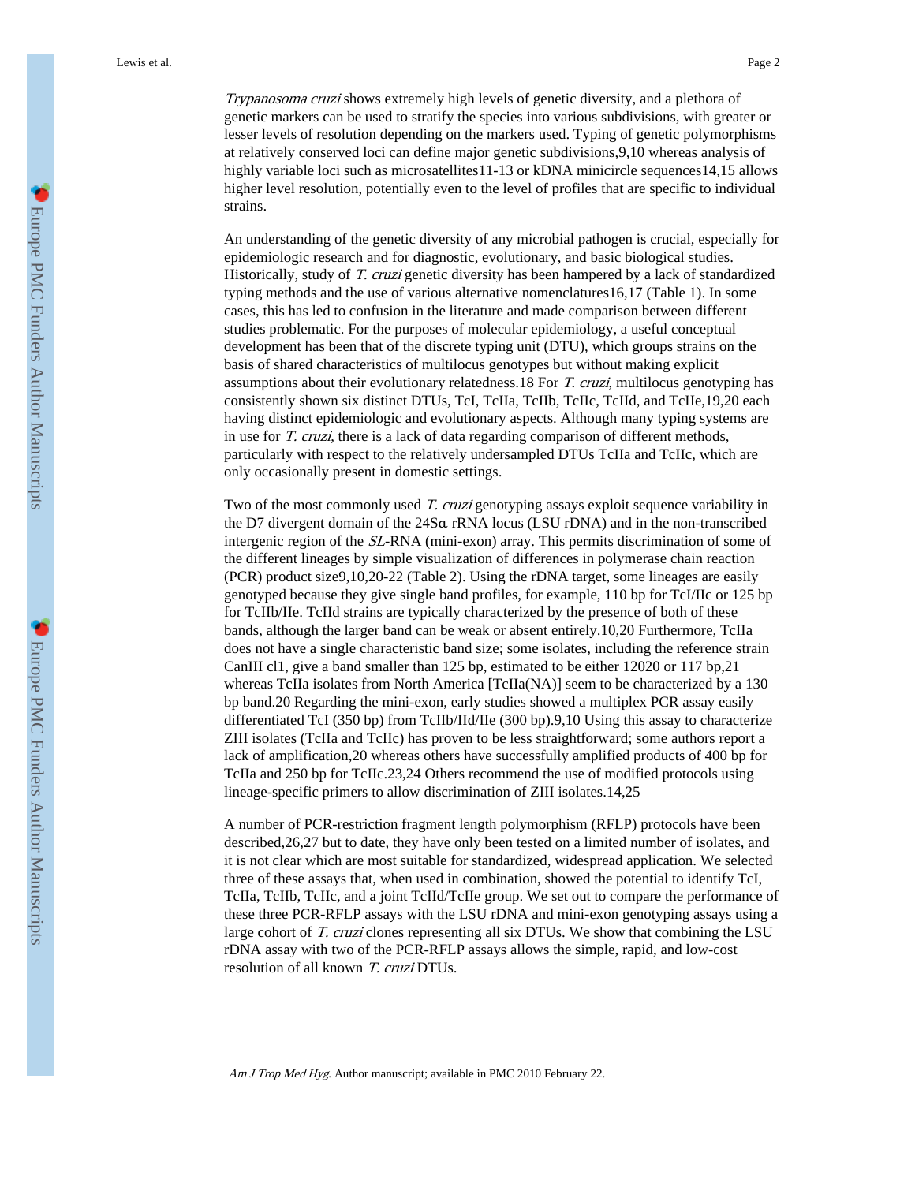*Trypanosoma cruzi* shows extremely high levels of genetic diversity, and a plethora of genetic markers can be used to stratify the species into various subdivisions, with greater or lesser levels of resolution depending on the markers used. Typing of genetic polymorphisms at relatively conserved loci can define major genetic subdivisions,[9,10] whereas analysis of highly variable loci such as microsatellites[11-13] or kDNA minicircle sequences[14,15] allows higher level resolution, potentially even to the level of profiles that are specific to individual strains.

An understanding of the genetic diversity of any microbial pathogen is crucial, especially for epidemiologic research and for diagnostic, evolutionary, and basic biological studies. Historically, study of *T. cruzi* genetic diversity has been hampered by a lack of standardized typing methods and the use of various alternative nomenclatures[16,17] (Table 1). In some cases, this has led to confusion in the literature and made comparison between different studies problematic. For the purposes of molecular epidemiology, a useful conceptual development has been that of the discrete typing unit (DTU), which groups strains on the basis of shared characteristics of multilocus genotypes but without making explicit assumptions about their evolutionary relatedness.[18] For *T. cruzi*, multilocus genotyping has consistently shown six distinct DTUs, TcI, TcIIa, TcIIb, TcIIc, TcIId, and TcIIe,[19,20] each having distinct epidemiologic and evolutionary aspects. Although many typing systems are in use for *T. cruzi*, there is a lack of data regarding comparison of different methods, particularly with respect to the relatively undersampled DTUs TcIIa and TcIIc, which are only occasionally present in domestic settings.

Two of the most commonly used *T. cruzi* genotyping assays exploit sequence variability in the D7 divergent domain of the 24Sα rRNA locus (LSU rDNA) and in the non-transcribed intergenic region of the *SL*-RNA (mini-exon) array. This permits discrimination of some of the different lineages by simple visualization of differences in polymerase chain reaction (PCR) product size[9,10,20-22] (Table 2). Using the rDNA target, some lineages are easily genotyped because they give single band profiles, for example, 110 bp for TcI/IIc or 125 bp for TcIIb/IIe. TcIId strains are typically characterized by the presence of both of these bands, although the larger band can be weak or absent entirely.[10,20] Furthermore, TcIIa does not have a single characteristic band size; some isolates, including the reference strain CanIII cl1, give a band smaller than 125 bp, estimated to be either 120[20] or 117 bp,[21] whereas TcIIa isolates from North America [TcIIa(NA)] seem to be characterized by a 130 bp band.[20] Regarding the mini-exon, early studies showed a multiplex PCR assay easily differentiated TcI (350 bp) from TcIIb/IId/IIe (300 bp).[9,10] Using this assay to characterize ZIII isolates (TcIIa and TcIIc) has proven to be less straightforward; some authors report a lack of amplification,[20] whereas others have successfully amplified products of 400 bp for TcIIa and 250 bp for TcIIc.[23,24] Others recommend the use of modified protocols using lineage-specific primers to allow discrimination of ZIII isolates.[14,25]

A number of PCR-restriction fragment length polymorphism (RFLP) protocols have been described,[26,27] but to date, they have only been tested on a limited number of isolates, and it is not clear which are most suitable for standardized, widespread application. We selected three of these assays that, when used in combination, showed the potential to identify TcI, TcIIa, TcIIb, TcIIc, and a joint TcIId/TcIIe group. We set out to compare the performance of these three PCR-RFLP assays with the LSU rDNA and mini-exon genotyping assays using a large cohort of *T. cruzi* clones representing all six DTUs. We show that combining the LSU rDNA assay with two of the PCR-RFLP assays allows the simple, rapid, and low-cost resolution of all known *T. cruzi* DTUs.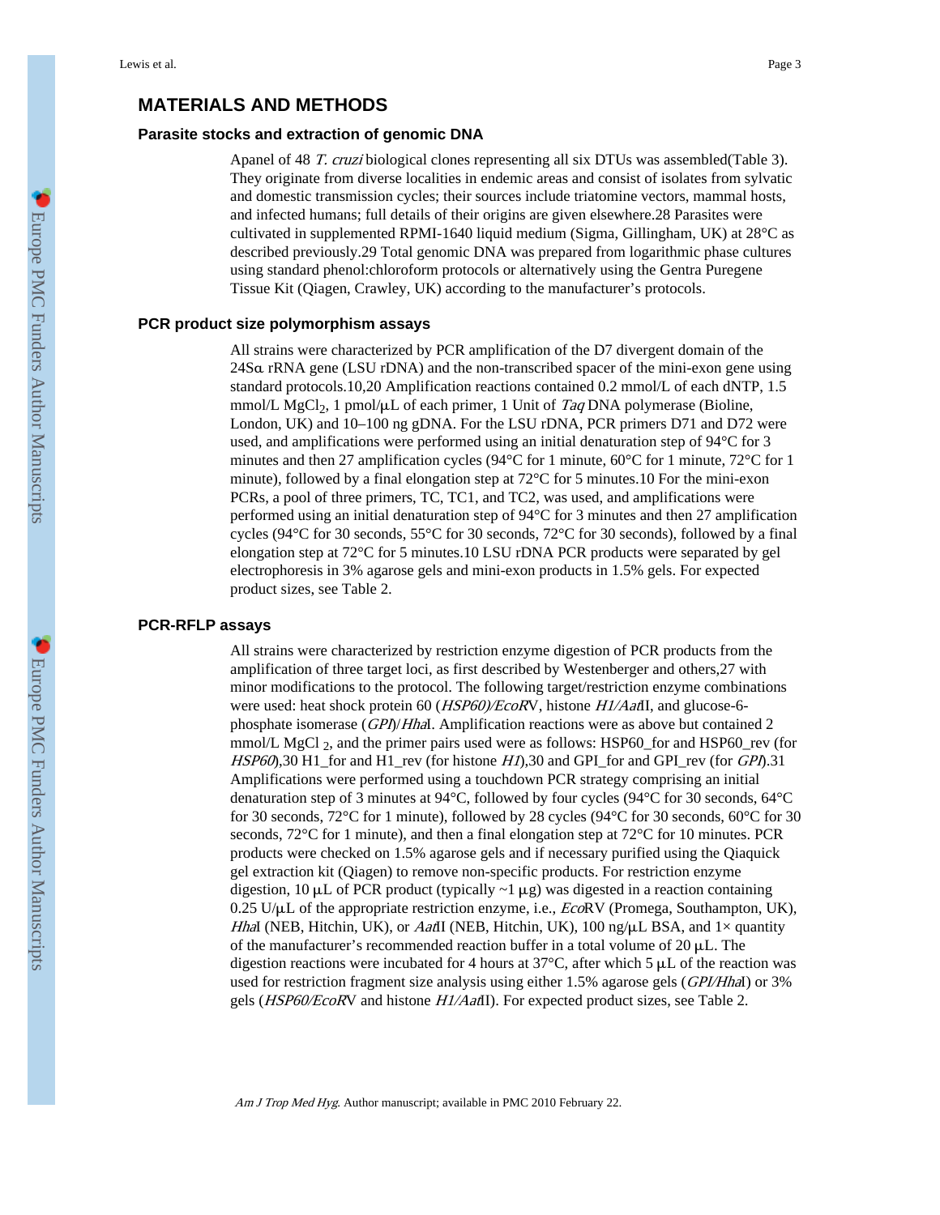## MATERIALS AND METHODS

### Parasite stocks and extraction of genomic DNA

Apanel of 48 *T. cruzi* biological clones representing all six DTUs was assembled(Table 3). They originate from diverse localities in endemic areas and consist of isolates from sylvatic and domestic transmission cycles; their sources include triatomine vectors, mammal hosts, and infected humans; full details of their origins are given elsewhere.28 Parasites were cultivated in supplemented RPMI-1640 liquid medium (Sigma, Gillingham, UK) at 28°C as described previously.29 Total genomic DNA was prepared from logarithmic phase cultures using standard phenol:chloroform protocols or alternatively using the Gentra Puregene Tissue Kit (Qiagen, Crawley, UK) according to the manufacturer's protocols.

### PCR product size polymorphism assays

All strains were characterized by PCR amplification of the D7 divergent domain of the 24Sα rRNA gene (LSU rDNA) and the non-transcribed spacer of the mini-exon gene using standard protocols.10,20 Amplification reactions contained 0.2 mmol/L of each dNTP, 1.5 mmol/L $MgCl_2$, 1 pmol/μL of each primer, 1 Unit of *Taq* DNA polymerase (Bioline, London, UK) and 10–100 ng gDNA. For the LSU rDNA, PCR primers D71 and D72 were used, and amplifications were performed using an initial denaturation step of 94°C for 3 minutes and then 27 amplification cycles (94°C for 1 minute, 60°C for 1 minute, 72°C for 1 minute), followed by a final elongation step at 72°C for 5 minutes.10 For the mini-exon PCRs, a pool of three primers, TC, TC1, and TC2, was used, and amplifications were performed using an initial denaturation step of 94°C for 3 minutes and then 27 amplification cycles (94°C for 30 seconds, 55°C for 30 seconds, 72°C for 30 seconds), followed by a final elongation step at 72°C for 5 minutes.10 LSU rDNA PCR products were separated by gel electrophoresis in 3% agarose gels and mini-exon products in 1.5% gels. For expected product sizes, see Table 2.

### PCR-RFLP assays

All strains were characterized by restriction enzyme digestion of PCR products from the amplification of three target loci, as first described by Westenberger and others,27 with minor modifications to the protocol. The following target/restriction enzyme combinations were used: heat shock protein 60 (*HSP60)/EcoR*V, histone *H1/Aat*II, and glucose-6-phosphate isomerase (*GPI*)/*Hha*I. Amplification reactions were as above but contained 2 mmol/L $MgCl_2$, and the primer pairs used were as follows: HSP60_for and HSP60_rev (for *HSP60*),30 H1_for and H1_rev (for histone *H1*),30 and GPI_for and GPI_rev (for *GPI*).31 Amplifications were performed using a touchdown PCR strategy comprising an initial denaturation step of 3 minutes at 94°C, followed by four cycles (94°C for 30 seconds, 64°C for 30 seconds, 72°C for 1 minute), followed by 28 cycles (94°C for 30 seconds, 60°C for 30 seconds, 72°C for 1 minute), and then a final elongation step at 72°C for 10 minutes. PCR products were checked on 1.5% agarose gels and if necessary purified using the Qiaquick gel extraction kit (Qiagen) to remove non-specific products. For restriction enzyme digestion, 10 μL of PCR product (typically ~1 μg) was digested in a reaction containing 0.25 U/μL of the appropriate restriction enzyme, i.e., *Eco*RV (Promega, Southampton, UK), *Hha*I (NEB, Hitchin, UK), or *Aat*II (NEB, Hitchin, UK), 100 ng/μL BSA, and 1× quantity of the manufacturer's recommended reaction buffer in a total volume of 20 μL. The digestion reactions were incubated for 4 hours at 37°C, after which 5 μL of the reaction was used for restriction fragment size analysis using either 1.5% agarose gels (*GPI/Hha*I) or 3% gels (*HSP60/EcoR*V and histone *H1/Aat*II). For expected product sizes, see Table 2.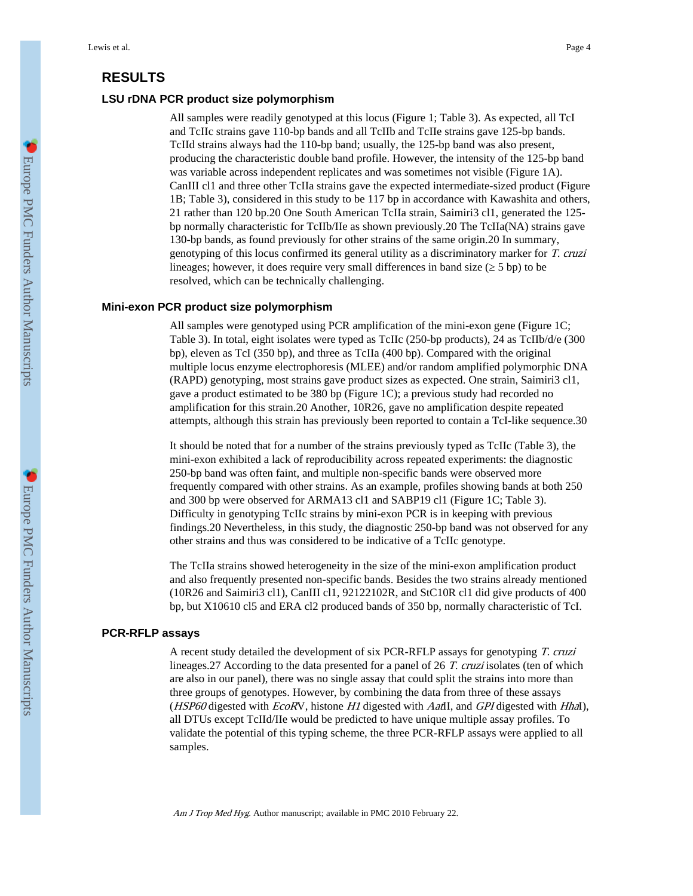## RESULTS

### LSU rDNA PCR product size polymorphism

All samples were readily genotyped at this locus (Figure 1; Table 3). As expected, all TcI and TcIIc strains gave 110-bp bands and all TcIIb and TcIIe strains gave 125-bp bands. TcIId strains always had the 110-bp band; usually, the 125-bp band was also present, producing the characteristic double band profile. However, the intensity of the 125-bp band was variable across independent replicates and was sometimes not visible (Figure 1A). CanIII cl1 and three other TcIIa strains gave the expected intermediate-sized product (Figure 1B; Table 3), considered in this study to be 117 bp in accordance with Kawashita and others,[21] rather than 120 bp.[20] One South American TcIIa strain, Saimiri3 cl1, generated the 125-bp normally characteristic for TcIIb/IIe as shown previously.[20] The TcIIa(NA) strains gave 130-bp bands, as found previously for other strains of the same origin.[20] In summary, genotyping of this locus confirmed its general utility as a discriminatory marker for *T. cruzi* lineages; however, it does require very small differences in band size (≥ 5 bp) to be resolved, which can be technically challenging.

### Mini-exon PCR product size polymorphism

All samples were genotyped using PCR amplification of the mini-exon gene (Figure 1C; Table 3). In total, eight isolates were typed as TcIIc (250-bp products), 24 as TcIIb/d/e (300 bp), eleven as TcI (350 bp), and three as TcIIa (400 bp). Compared with the original multiple locus enzyme electrophoresis (MLEE) and/or random amplified polymorphic DNA (RAPD) genotyping, most strains gave product sizes as expected. One strain, Saimiri3 cl1, gave a product estimated to be 380 bp (Figure 1C); a previous study had recorded no amplification for this strain.[20] Another, 10R26, gave no amplification despite repeated attempts, although this strain has previously been reported to contain a TcI-like sequence.[30]

It should be noted that for a number of the strains previously typed as TcIIc (Table 3), the mini-exon exhibited a lack of reproducibility across repeated experiments: the diagnostic 250-bp band was often faint, and multiple non-specific bands were observed more frequently compared with other strains. As an example, profiles showing bands at both 250 and 300 bp were observed for ARMA13 cl1 and SABP19 cl1 (Figure 1C; Table 3). Difficulty in genotyping TcIIc strains by mini-exon PCR is in keeping with previous findings.[20] Nevertheless, in this study, the diagnostic 250-bp band was not observed for any other strains and thus was considered to be indicative of a TcIIc genotype.

The TcIIa strains showed heterogeneity in the size of the mini-exon amplification product and also frequently presented non-specific bands. Besides the two strains already mentioned (10R26 and Saimiri3 cl1), CanIII cl1, 92122102R, and StC10R cl1 did give products of 400 bp, but X10610 cl5 and ERA cl2 produced bands of 350 bp, normally characteristic of TcI.

### PCR-RFLP assays

A recent study detailed the development of six PCR-RFLP assays for genotyping *T. cruzi* lineages.[27] According to the data presented for a panel of 26 *T. cruzi* isolates (ten of which are also in our panel), there was no single assay that could split the strains into more than three groups of genotypes. However, by combining the data from three of these assays (*HSP60* digested with *EcoR*V, histone *H1* digested with *Aat*II, and *GPI* digested with *Hha*I), all DTUs except TcIId/IIe would be predicted to have unique multiple assay profiles. To validate the potential of this typing scheme, the three PCR-RFLP assays were applied to all samples.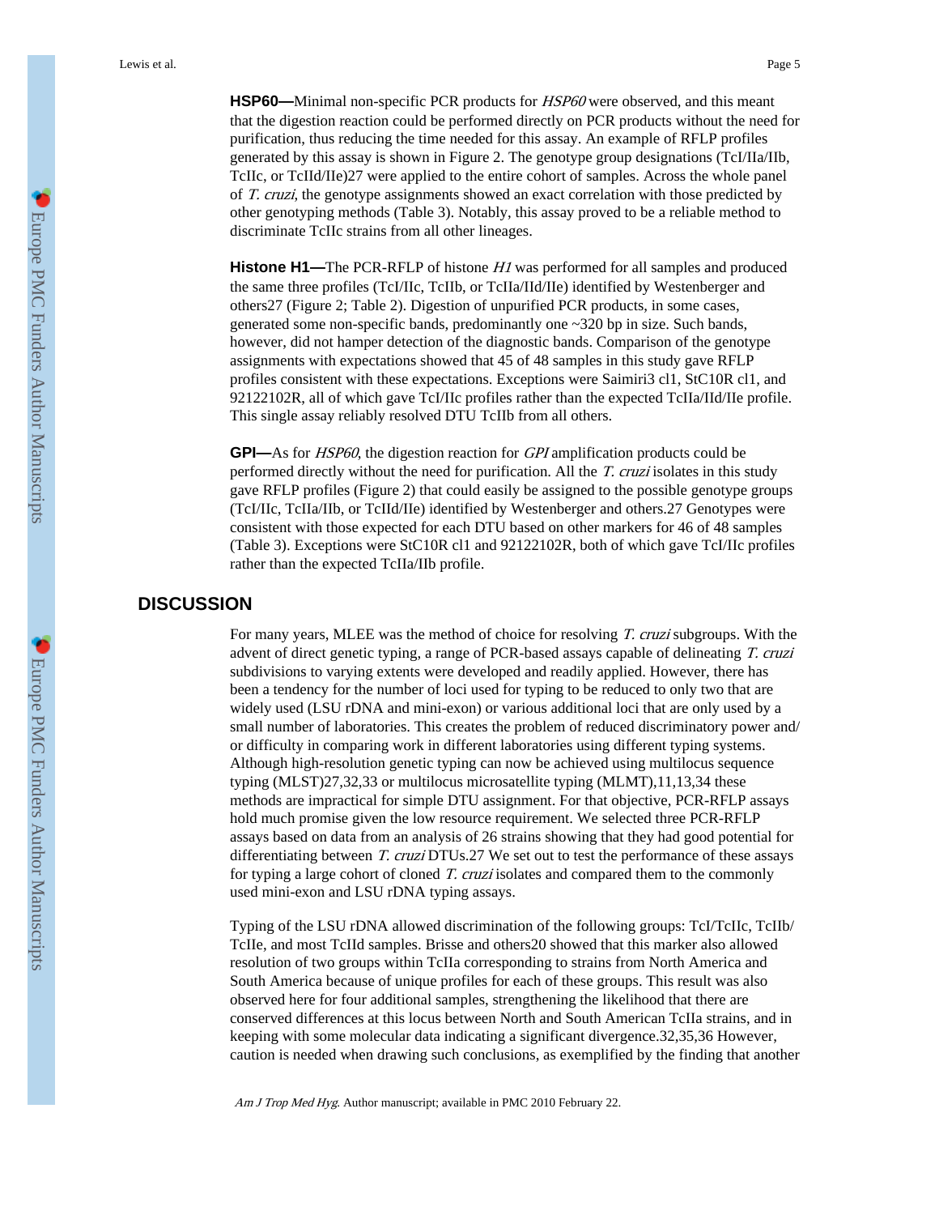**HSP60—**Minimal non-specific PCR products for *HSP60* were observed, and this meant that the digestion reaction could be performed directly on PCR products without the need for purification, thus reducing the time needed for this assay. An example of RFLP profiles generated by this assay is shown in Figure 2. The genotype group designations (TcI/IIa/IIb, TcIIc, or TcIId/IIe)[27] were applied to the entire cohort of samples. Across the whole panel of *T. cruzi*, the genotype assignments showed an exact correlation with those predicted by other genotyping methods (Table 3). Notably, this assay proved to be a reliable method to discriminate TcIIc strains from all other lineages.

**Histone H1—**The PCR-RFLP of histone *H1* was performed for all samples and produced the same three profiles (TcI/IIc, TcIIb, or TcIIa/IId/IIe) identified by Westenberger and others[27] (Figure 2; Table 2). Digestion of unpurified PCR products, in some cases, generated some non-specific bands, predominantly one ~320 bp in size. Such bands, however, did not hamper detection of the diagnostic bands. Comparison of the genotype assignments with expectations showed that 45 of 48 samples in this study gave RFLP profiles consistent with these expectations. Exceptions were Saimiri3 cl1, StC10R cl1, and 92122102R, all of which gave TcI/IIc profiles rather than the expected TcIIa/IId/IIe profile. This single assay reliably resolved DTU TcIIb from all others.

**GPI—**As for *HSP60*, the digestion reaction for *GPI* amplification products could be performed directly without the need for purification. All the *T. cruzi* isolates in this study gave RFLP profiles (Figure 2) that could easily be assigned to the possible genotype groups (TcI/IIc, TcIIa/IIb, or TcIId/IIe) identified by Westenberger and others.[27] Genotypes were consistent with those expected for each DTU based on other markers for 46 of 48 samples (Table 3). Exceptions were StC10R cl1 and 92122102R, both of which gave TcI/IIc profiles rather than the expected TcIIa/IIb profile.

## DISCUSSION

For many years, MLEE was the method of choice for resolving *T. cruzi* subgroups. With the advent of direct genetic typing, a range of PCR-based assays capable of delineating *T. cruzi* subdivisions to varying extents were developed and readily applied. However, there has been a tendency for the number of loci used for typing to be reduced to only two that are widely used (LSU rDNA and mini-exon) or various additional loci that are only used by a small number of laboratories. This creates the problem of reduced discriminatory power and/or difficulty in comparing work in different laboratories using different typing systems. Although high-resolution genetic typing can now be achieved using multilocus sequence typing (MLST)[27,32,33] or multilocus microsatellite typing (MLMT),[11,13,34] these methods are impractical for simple DTU assignment. For that objective, PCR-RFLP assays hold much promise given the low resource requirement. We selected three PCR-RFLP assays based on data from an analysis of 26 strains showing that they had good potential for differentiating between *T. cruzi* DTUs.[27] We set out to test the performance of these assays for typing a large cohort of cloned *T. cruzi* isolates and compared them to the commonly used mini-exon and LSU rDNA typing assays.

Typing of the LSU rDNA allowed discrimination of the following groups: TcI/TcIIc, TcIIb/TcIIe, and most TcIId samples. Brisse and others[20] showed that this marker also allowed resolution of two groups within TcIIa corresponding to strains from North America and South America because of unique profiles for each of these groups. This result was also observed here for four additional samples, strengthening the likelihood that there are conserved differences at this locus between North and South American TcIIa strains, and in keeping with some molecular data indicating a significant divergence.[32,35,36] However, caution is needed when drawing such conclusions, as exemplified by the finding that another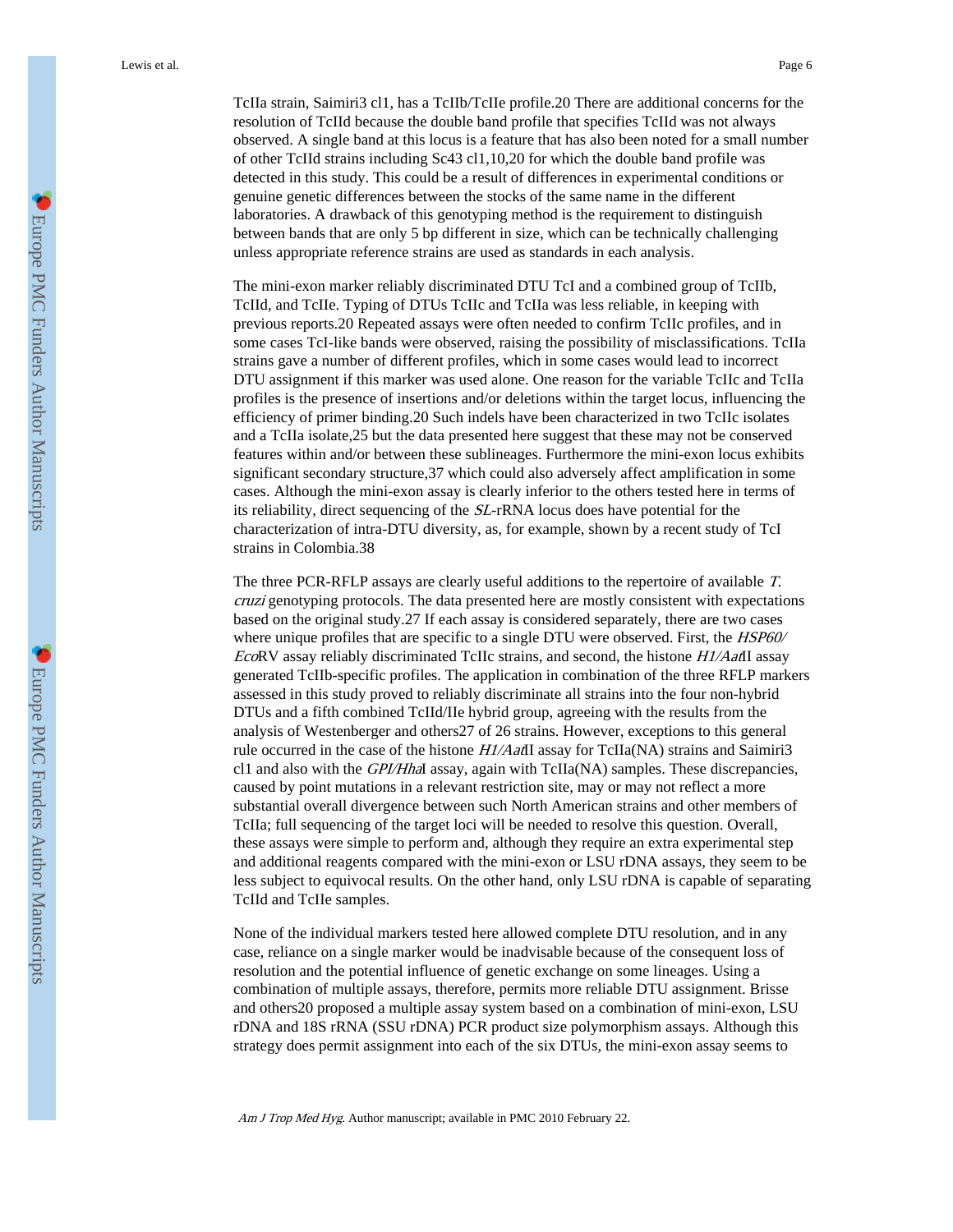TcIIa strain, Saimiri3 cl1, has a TcIIb/TcIIe profile.[20] There are additional concerns for the resolution of TcIId because the double band profile that specifies TcIId was not always observed. A single band at this locus is a feature that has also been noted for a small number of other TcIId strains including Sc43 cl1,[10,20] for which the double band profile was detected in this study. This could be a result of differences in experimental conditions or genuine genetic differences between the stocks of the same name in the different laboratories. A drawback of this genotyping method is the requirement to distinguish between bands that are only 5 bp different in size, which can be technically challenging unless appropriate reference strains are used as standards in each analysis.

The mini-exon marker reliably discriminated DTU TcI and a combined group of TcIIb, TcIId, and TcIIe. Typing of DTUs TcIIc and TcIIa was less reliable, in keeping with previous reports.[20] Repeated assays were often needed to confirm TcIIc profiles, and in some cases TcI-like bands were observed, raising the possibility of misclassifications. TcIIa strains gave a number of different profiles, which in some cases would lead to incorrect DTU assignment if this marker was used alone. One reason for the variable TcIIc and TcIIa profiles is the presence of insertions and/or deletions within the target locus, influencing the efficiency of primer binding.[20] Such indels have been characterized in two TcIIc isolates and a TcIIa isolate,[25] but the data presented here suggest that these may not be conserved features within and/or between these sublineages. Furthermore the mini-exon locus exhibits significant secondary structure,[37] which could also adversely affect amplification in some cases. Although the mini-exon assay is clearly inferior to the others tested here in terms of its reliability, direct sequencing of the *SL*-rRNA locus does have potential for the characterization of intra-DTU diversity, as, for example, shown by a recent study of TcI strains in Colombia.[38]

The three PCR-RFLP assays are clearly useful additions to the repertoire of available *T. cruzi* genotyping protocols. The data presented here are mostly consistent with expectations based on the original study.[27] If each assay is considered separately, there are two cases where unique profiles that are specific to a single DTU were observed. First, the *HSP60/EcoRV* assay reliably discriminated TcIIc strains, and second, the histone *H1/AatII* assay generated TcIIb-specific profiles. The application in combination of the three RFLP markers assessed in this study proved to reliably discriminate all strains into the four non-hybrid DTUs and a fifth combined TcIId/IIe hybrid group, agreeing with the results from the analysis of Westenberger and others[27] of 26 strains. However, exceptions to this general rule occurred in the case of the histone *H1/AatII* assay for TcIIa(NA) strains and Saimiri3 cl1 and also with the *GPI/HhaI* assay, again with TcIIa(NA) samples. These discrepancies, caused by point mutations in a relevant restriction site, may or may not reflect a more substantial overall divergence between such North American strains and other members of TcIIa; full sequencing of the target loci will be needed to resolve this question. Overall, these assays were simple to perform and, although they require an extra experimental step and additional reagents compared with the mini-exon or LSU rDNA assays, they seem to be less subject to equivocal results. On the other hand, only LSU rDNA is capable of separating TcIId and TcIIe samples.

None of the individual markers tested here allowed complete DTU resolution, and in any case, reliance on a single marker would be inadvisable because of the consequent loss of resolution and the potential influence of genetic exchange on some lineages. Using a combination of multiple assays, therefore, permits more reliable DTU assignment. Brisse and others[20] proposed a multiple assay system based on a combination of mini-exon, LSU rDNA and 18S rRNA (SSU rDNA) PCR product size polymorphism assays. Although this strategy does permit assignment into each of the six DTUs, the mini-exon assay seems to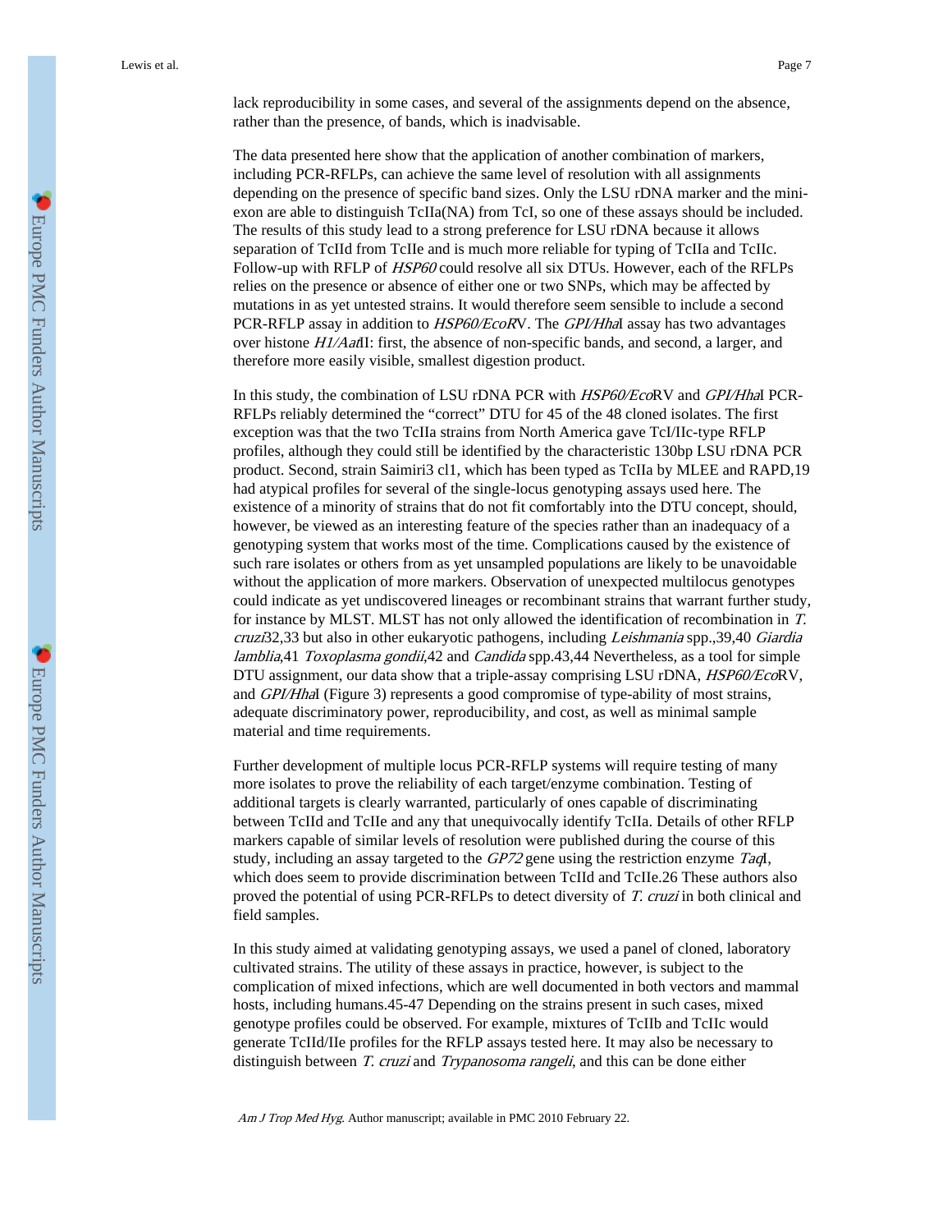lack reproducibility in some cases, and several of the assignments depend on the absence, rather than the presence, of bands, which is inadvisable.

The data presented here show that the application of another combination of markers, including PCR-RFLPs, can achieve the same level of resolution with all assignments depending on the presence of specific band sizes. Only the LSU rDNA marker and the mini-exon are able to distinguish TcIIa(NA) from TcI, so one of these assays should be included. The results of this study lead to a strong preference for LSU rDNA because it allows separation of TcIId from TcIIe and is much more reliable for typing of TcIIa and TcIIc. Follow-up with RFLP of *HSP60* could resolve all six DTUs. However, each of the RFLPs relies on the presence or absence of either one or two SNPs, which may be affected by mutations in as yet untested strains. It would therefore seem sensible to include a second PCR-RFLP assay in addition to *HSP60/EcoR*V. The *GPI/Hha*I assay has two advantages over histone *H1/Aat*II: first, the absence of non-specific bands, and second, a larger, and therefore more easily visible, smallest digestion product.

In this study, the combination of LSU rDNA PCR with *HSP60/Eco*RV and *GPI/Hha*I PCR-RFLPs reliably determined the "correct" DTU for 45 of the 48 cloned isolates. The first exception was that the two TcIIa strains from North America gave TcI/IIc-type RFLP profiles, although they could still be identified by the characteristic 130bp LSU rDNA PCR product. Second, strain Saimiri3 cl1, which has been typed as TcIIa by MLEE and RAPD,19 had atypical profiles for several of the single-locus genotyping assays used here. The existence of a minority of strains that do not fit comfortably into the DTU concept, should, however, be viewed as an interesting feature of the species rather than an inadequacy of a genotyping system that works most of the time. Complications caused by the existence of such rare isolates or others from as yet unsampled populations are likely to be unavoidable without the application of more markers. Observation of unexpected multilocus genotypes could indicate as yet undiscovered lineages or recombinant strains that warrant further study, for instance by MLST. MLST has not only allowed the identification of recombination in *T. cruzi*32,33 but also in other eukaryotic pathogens, including *Leishmania* spp.,39,40 *Giardia lamblia*,41 *Toxoplasma gondii*,42 and *Candida* spp.43,44 Nevertheless, as a tool for simple DTU assignment, our data show that a triple-assay comprising LSU rDNA, *HSP60/Eco*RV, and *GPI/Hha*I (Figure 3) represents a good compromise of type-ability of most strains, adequate discriminatory power, reproducibility, and cost, as well as minimal sample material and time requirements.

Further development of multiple locus PCR-RFLP systems will require testing of many more isolates to prove the reliability of each target/enzyme combination. Testing of additional targets is clearly warranted, particularly of ones capable of discriminating between TcIId and TcIIe and any that unequivocally identify TcIIa. Details of other RFLP markers capable of similar levels of resolution were published during the course of this study, including an assay targeted to the *GP72* gene using the restriction enzyme *Taq*I, which does seem to provide discrimination between TcIId and TcIIe.26 These authors also proved the potential of using PCR-RFLPs to detect diversity of *T. cruzi* in both clinical and field samples.

In this study aimed at validating genotyping assays, we used a panel of cloned, laboratory cultivated strains. The utility of these assays in practice, however, is subject to the complication of mixed infections, which are well documented in both vectors and mammal hosts, including humans.45-47 Depending on the strains present in such cases, mixed genotype profiles could be observed. For example, mixtures of TcIIb and TcIIc would generate TcIId/IIe profiles for the RFLP assays tested here. It may also be necessary to distinguish between *T. cruzi* and *Trypanosoma rangeli*, and this can be done either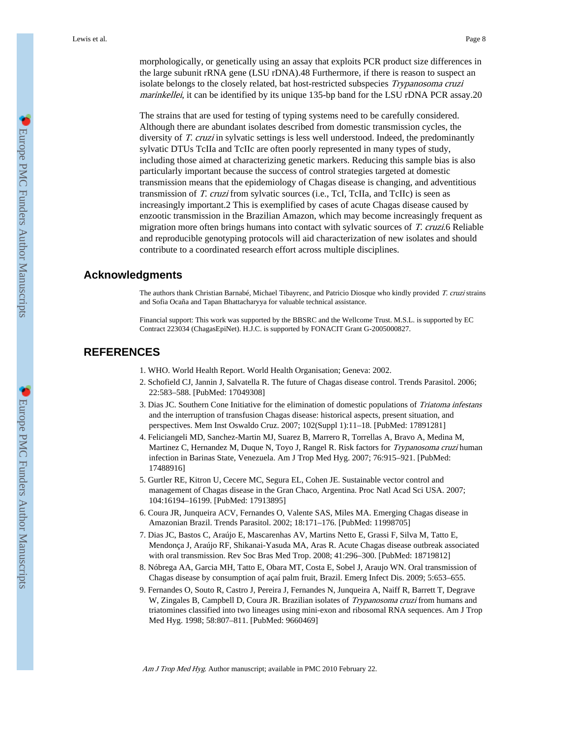morphologically, or genetically using an assay that exploits PCR product size differences in the large subunit rRNA gene (LSU rDNA).[48] Furthermore, if there is reason to suspect an isolate belongs to the closely related, bat host-restricted subspecies *Trypanosoma cruzi marinkellei*, it can be identified by its unique 135-bp band for the LSU rDNA PCR assay.[20]

The strains that are used for testing of typing systems need to be carefully considered. Although there are abundant isolates described from domestic transmission cycles, the diversity of *T. cruzi* in sylvatic settings is less well understood. Indeed, the predominantly sylvatic DTUs TcIIa and TcIIc are often poorly represented in many types of study, including those aimed at characterizing genetic markers. Reducing this sample bias is also particularly important because the success of control strategies targeted at domestic transmission means that the epidemiology of Chagas disease is changing, and adventitious transmission of *T. cruzi* from sylvatic sources (i.e., TcI, TcIIa, and TcIIc) is seen as increasingly important.[2] This is exemplified by cases of acute Chagas disease caused by enzootic transmission in the Brazilian Amazon, which may become increasingly frequent as migration more often brings humans into contact with sylvatic sources of *T. cruzi*.[6] Reliable and reproducible genotyping protocols will aid characterization of new isolates and should contribute to a coordinated research effort across multiple disciplines.

## Acknowledgments

The authors thank Christian Barnabé, Michael Tibayrenc, and Patricio Diosque who kindly provided *T. cruzi* strains and Sofia Ocaña and Tapan Bhattacharyya for valuable technical assistance.

Financial support: This work was supported by the BBSRC and the Wellcome Trust. M.S.L. is supported by EC Contract 223034 (ChagasEpiNet). H.J.C. is supported by FONACIT Grant G-2005000827.

## REFERENCES

1. WHO. World Health Report. World Health Organisation; Geneva: 2002.
2. Schofield CJ, Jannin J, Salvatella R. The future of Chagas disease control. Trends Parasitol. 2006; 22:583–588. [PubMed: 17049308]
3. Dias JC. Southern Cone Initiative for the elimination of domestic populations of *Triatoma infestans* and the interruption of transfusion Chagas disease: historical aspects, present situation, and perspectives. Mem Inst Oswaldo Cruz. 2007; 102(Suppl 1):11–18. [PubMed: 17891281]
4. Feliciangeli MD, Sanchez-Martin MJ, Suarez B, Marrero R, Torrellas A, Bravo A, Medina M, Martinez C, Hernandez M, Duque N, Toyo J, Rangel R. Risk factors for *Trypanosoma cruzi* human infection in Barinas State, Venezuela. Am J Trop Med Hyg. 2007; 76:915–921. [PubMed: 17488916]
5. Gurtler RE, Kitron U, Cecere MC, Segura EL, Cohen JE. Sustainable vector control and management of Chagas disease in the Gran Chaco, Argentina. Proc Natl Acad Sci USA. 2007; 104:16194–16199. [PubMed: 17913895]
6. Coura JR, Junqueira ACV, Fernandes O, Valente SAS, Miles MA. Emerging Chagas disease in Amazonian Brazil. Trends Parasitol. 2002; 18:171–176. [PubMed: 11998705]
7. Dias JC, Bastos C, Araújo E, Mascarenhas AV, Martins Netto E, Grassi F, Silva M, Tatto E, Mendonça J, Araújo RF, Shikanai-Yasuda MA, Aras R. Acute Chagas disease outbreak associated with oral transmission. Rev Soc Bras Med Trop. 2008; 41:296–300. [PubMed: 18719812]
8. Nóbrega AA, Garcia MH, Tatto E, Obara MT, Costa E, Sobel J, Araujo WN. Oral transmission of Chagas disease by consumption of açaí palm fruit, Brazil. Emerg Infect Dis. 2009; 5:653–655.
9. Fernandes O, Souto R, Castro J, Pereira J, Fernandes N, Junqueira A, Naiff R, Barrett T, Degrave W, Zingales B, Campbell D, Coura JR. Brazilian isolates of *Trypanosoma cruzi* from humans and triatomines classified into two lineages using mini-exon and ribosomal RNA sequences. Am J Trop Med Hyg. 1998; 58:807–811. [PubMed: 9660469]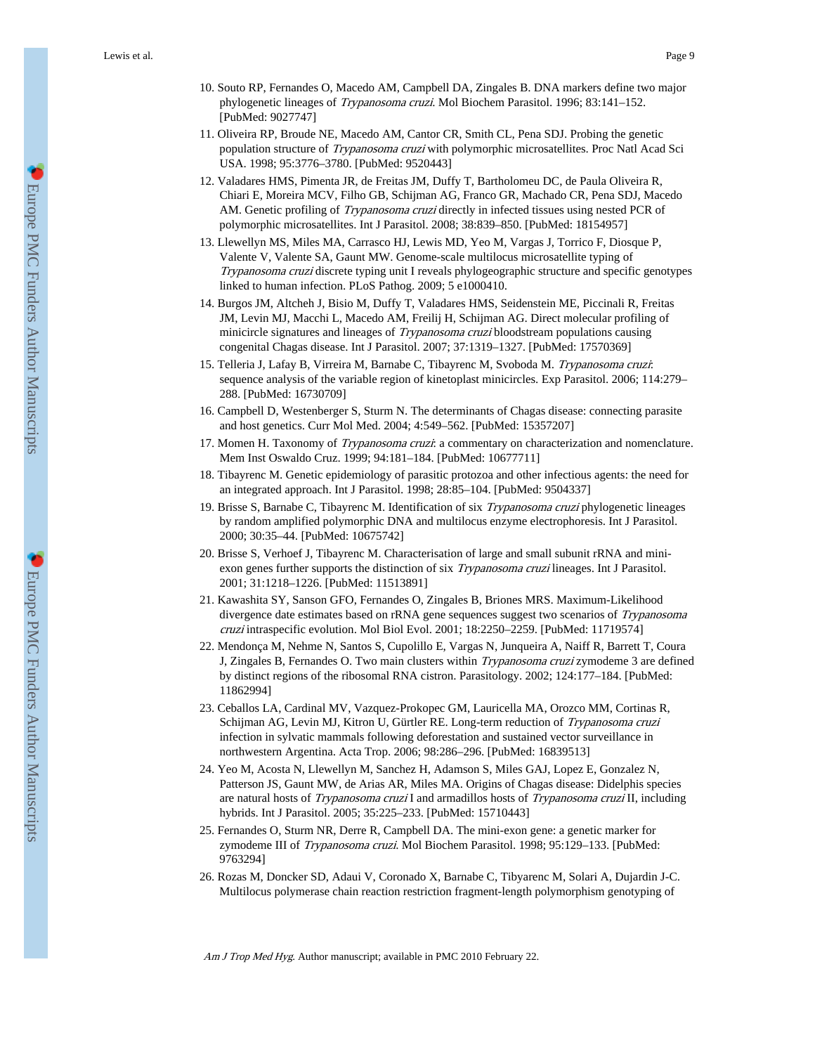10. Souto RP, Fernandes O, Macedo AM, Campbell DA, Zingales B. DNA markers define two major phylogenetic lineages of *Trypanosoma cruzi*. Mol Biochem Parasitol. 1996; 83:141–152. [PubMed: 9027747]
11. Oliveira RP, Broude NE, Macedo AM, Cantor CR, Smith CL, Pena SDJ. Probing the genetic population structure of *Trypanosoma cruzi* with polymorphic microsatellites. Proc Natl Acad Sci USA. 1998; 95:3776–3780. [PubMed: 9520443]
12. Valadares HMS, Pimenta JR, de Freitas JM, Duffy T, Bartholomeu DC, de Paula Oliveira R, Chiari E, Moreira MCV, Filho GB, Schijman AG, Franco GR, Machado CR, Pena SDJ, Macedo AM. Genetic profiling of *Trypanosoma cruzi* directly in infected tissues using nested PCR of polymorphic microsatellites. Int J Parasitol. 2008; 38:839–850. [PubMed: 18154957]
13. Llewellyn MS, Miles MA, Carrasco HJ, Lewis MD, Yeo M, Vargas J, Torrico F, Diosque P, Valente V, Valente SA, Gaunt MW. Genome-scale multilocus microsatellite typing of *Trypanosoma cruzi* discrete typing unit I reveals phylogeographic structure and specific genotypes linked to human infection. PLoS Pathog. 2009; 5 e1000410.
14. Burgos JM, Altcheh J, Bisio M, Duffy T, Valadares HMS, Seidenstein ME, Piccinali R, Freitas JM, Levin MJ, Macchi L, Macedo AM, Freilij H, Schijman AG. Direct molecular profiling of minicircle signatures and lineages of *Trypanosoma cruzi* bloodstream populations causing congenital Chagas disease. Int J Parasitol. 2007; 37:1319–1327. [PubMed: 17570369]
15. Telleria J, Lafay B, Virreira M, Barnabe C, Tibayrenc M, Svoboda M. *Trypanosoma cruzi*: sequence analysis of the variable region of kinetoplast minicircles. Exp Parasitol. 2006; 114:279–288. [PubMed: 16730709]
16. Campbell D, Westenberger S, Sturm N. The determinants of Chagas disease: connecting parasite and host genetics. Curr Mol Med. 2004; 4:549–562. [PubMed: 15357207]
17. Momen H. Taxonomy of *Trypanosoma cruzi*: a commentary on characterization and nomenclature. Mem Inst Oswaldo Cruz. 1999; 94:181–184. [PubMed: 10677711]
18. Tibayrenc M. Genetic epidemiology of parasitic protozoa and other infectious agents: the need for an integrated approach. Int J Parasitol. 1998; 28:85–104. [PubMed: 9504337]
19. Brisse S, Barnabe C, Tibayrenc M. Identification of six *Trypanosoma cruzi* phylogenetic lineages by random amplified polymorphic DNA and multilocus enzyme electrophoresis. Int J Parasitol. 2000; 30:35–44. [PubMed: 10675742]
20. Brisse S, Verhoef J, Tibayrenc M. Characterisation of large and small subunit rRNA and mini-exon genes further supports the distinction of six *Trypanosoma cruzi* lineages. Int J Parasitol. 2001; 31:1218–1226. [PubMed: 11513891]
21. Kawashita SY, Sanson GFO, Fernandes O, Zingales B, Briones MRS. Maximum-Likelihood divergence date estimates based on rRNA gene sequences suggest two scenarios of *Trypanosoma cruzi* intraspecific evolution. Mol Biol Evol. 2001; 18:2250–2259. [PubMed: 11719574]
22. Mendonça M, Nehme N, Santos S, Cupolillo E, Vargas N, Junqueira A, Naiff R, Barrett T, Coura J, Zingales B, Fernandes O. Two main clusters within *Trypanosoma cruzi* zymodeme 3 are defined by distinct regions of the ribosomal RNA cistron. Parasitology. 2002; 124:177–184. [PubMed: 11862994]
23. Ceballos LA, Cardinal MV, Vazquez-Prokopec GM, Lauricella MA, Orozco MM, Cortinas R, Schijman AG, Levin MJ, Kitron U, Gürtler RE. Long-term reduction of *Trypanosoma cruzi* infection in sylvatic mammals following deforestation and sustained vector surveillance in northwestern Argentina. Acta Trop. 2006; 98:286–296. [PubMed: 16839513]
24. Yeo M, Acosta N, Llewellyn M, Sanchez H, Adamson S, Miles GAJ, Lopez E, Gonzalez N, Patterson JS, Gaunt MW, de Arias AR, Miles MA. Origins of Chagas disease: Didelphis species are natural hosts of *Trypanosoma cruzi* I and armadillos hosts of *Trypanosoma cruzi* II, including hybrids. Int J Parasitol. 2005; 35:225–233. [PubMed: 15710443]
25. Fernandes O, Sturm NR, Derre R, Campbell DA. The mini-exon gene: a genetic marker for zymodeme III of *Trypanosoma cruzi*. Mol Biochem Parasitol. 1998; 95:129–133. [PubMed: 9763294]
26. Rozas M, Doncker SD, Adaui V, Coronado X, Barnabe C, Tibyarenc M, Solari A, Dujardin J-C. Multilocus polymerase chain reaction restriction fragment-length polymorphism genotyping of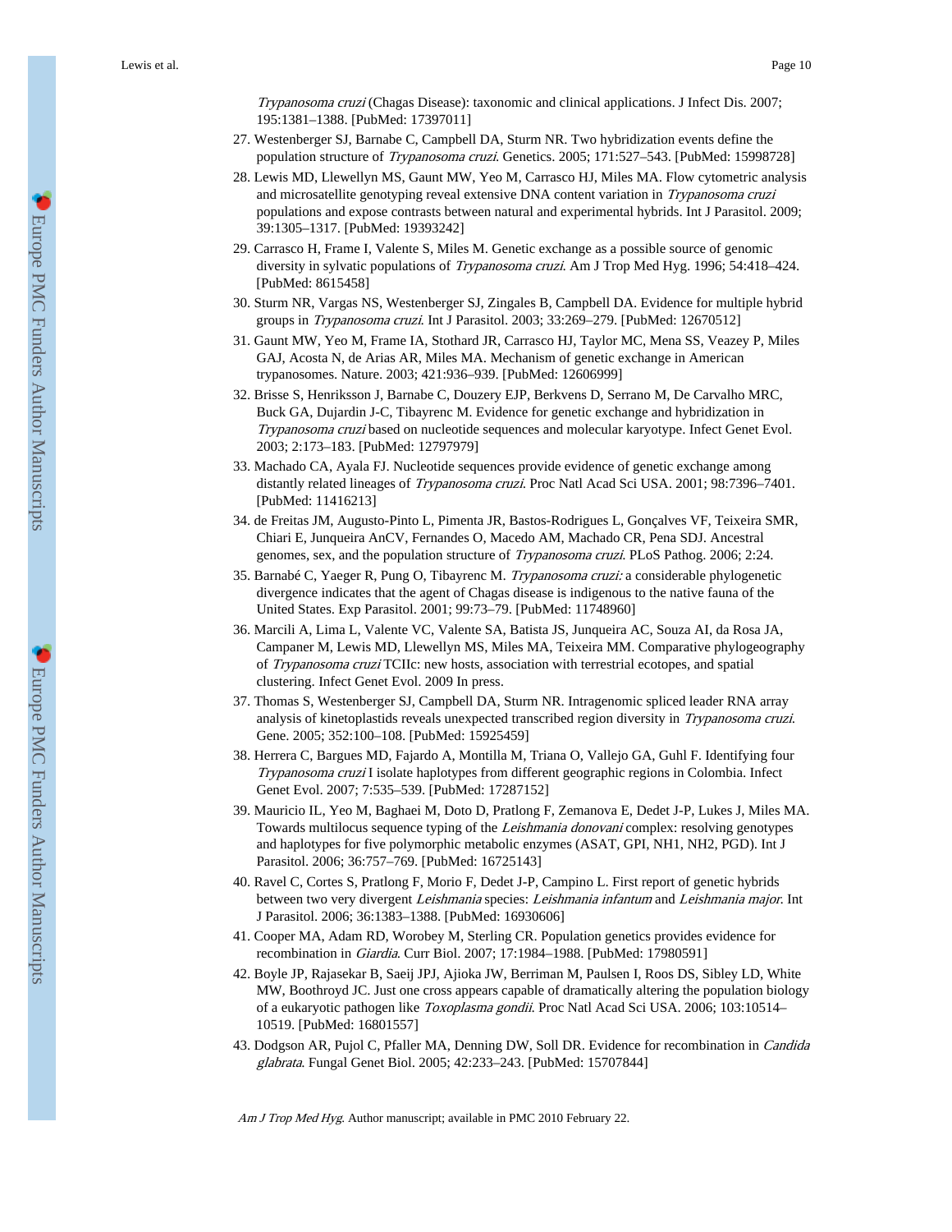*Trypanosoma cruzi* (Chagas Disease): taxonomic and clinical applications. J Infect Dis. 2007; 195:1381–1388. [PubMed: 17397011]

27. Westenberger SJ, Barnabe C, Campbell DA, Sturm NR. Two hybridization events define the population structure of *Trypanosoma cruzi*. Genetics. 2005; 171:527–543. [PubMed: 15998728]
28. Lewis MD, Llewellyn MS, Gaunt MW, Yeo M, Carrasco HJ, Miles MA. Flow cytometric analysis and microsatellite genotyping reveal extensive DNA content variation in *Trypanosoma cruzi* populations and expose contrasts between natural and experimental hybrids. Int J Parasitol. 2009; 39:1305–1317. [PubMed: 19393242]
29. Carrasco H, Frame I, Valente S, Miles M. Genetic exchange as a possible source of genomic diversity in sylvatic populations of *Trypanosoma cruzi*. Am J Trop Med Hyg. 1996; 54:418–424. [PubMed: 8615458]
30. Sturm NR, Vargas NS, Westenberger SJ, Zingales B, Campbell DA. Evidence for multiple hybrid groups in *Trypanosoma cruzi*. Int J Parasitol. 2003; 33:269–279. [PubMed: 12670512]
31. Gaunt MW, Yeo M, Frame IA, Stothard JR, Carrasco HJ, Taylor MC, Mena SS, Veazey P, Miles GAJ, Acosta N, de Arias AR, Miles MA. Mechanism of genetic exchange in American trypanosomes. Nature. 2003; 421:936–939. [PubMed: 12606999]
32. Brisse S, Henriksson J, Barnabe C, Douzery EJP, Berkvens D, Serrano M, De Carvalho MRC, Buck GA, Dujardin J-C, Tibayrenc M. Evidence for genetic exchange and hybridization in *Trypanosoma cruzi* based on nucleotide sequences and molecular karyotype. Infect Genet Evol. 2003; 2:173–183. [PubMed: 12797979]
33. Machado CA, Ayala FJ. Nucleotide sequences provide evidence of genetic exchange among distantly related lineages of *Trypanosoma cruzi*. Proc Natl Acad Sci USA. 2001; 98:7396–7401. [PubMed: 11416213]
34. de Freitas JM, Augusto-Pinto L, Pimenta JR, Bastos-Rodrigues L, Gonçalves VF, Teixeira SMR, Chiari E, Junqueira AnCV, Fernandes O, Macedo AM, Machado CR, Pena SDJ. Ancestral genomes, sex, and the population structure of *Trypanosoma cruzi*. PLoS Pathog. 2006; 2:24.
35. Barnabé C, Yaeger R, Pung O, Tibayrenc M. *Trypanosoma cruzi:* a considerable phylogenetic divergence indicates that the agent of Chagas disease is indigenous to the native fauna of the United States. Exp Parasitol. 2001; 99:73–79. [PubMed: 11748960]
36. Marcili A, Lima L, Valente VC, Valente SA, Batista JS, Junqueira AC, Souza AI, da Rosa JA, Campaner M, Lewis MD, Llewellyn MS, Miles MA, Teixeira MM. Comparative phylogeography of *Trypanosoma cruzi* TCIIc: new hosts, association with terrestrial ecotopes, and spatial clustering. Infect Genet Evol. 2009 In press.
37. Thomas S, Westenberger SJ, Campbell DA, Sturm NR. Intragenomic spliced leader RNA array analysis of kinetoplastids reveals unexpected transcribed region diversity in *Trypanosoma cruzi*. Gene. 2005; 352:100–108. [PubMed: 15925459]
38. Herrera C, Bargues MD, Fajardo A, Montilla M, Triana O, Vallejo GA, Guhl F. Identifying four *Trypanosoma cruzi* I isolate haplotypes from different geographic regions in Colombia. Infect Genet Evol. 2007; 7:535–539. [PubMed: 17287152]
39. Mauricio IL, Yeo M, Baghaei M, Doto D, Pratlong F, Zemanova E, Dedet J-P, Lukes J, Miles MA. Towards multilocus sequence typing of the *Leishmania donovani* complex: resolving genotypes and haplotypes for five polymorphic metabolic enzymes (ASAT, GPI, NH1, NH2, PGD). Int J Parasitol. 2006; 36:757–769. [PubMed: 16725143]
40. Ravel C, Cortes S, Pratlong F, Morio F, Dedet J-P, Campino L. First report of genetic hybrids between two very divergent *Leishmania* species: *Leishmania infantum* and *Leishmania major*. Int J Parasitol. 2006; 36:1383–1388. [PubMed: 16930606]
41. Cooper MA, Adam RD, Worobey M, Sterling CR. Population genetics provides evidence for recombination in *Giardia*. Curr Biol. 2007; 17:1984–1988. [PubMed: 17980591]
42. Boyle JP, Rajasekar B, Saeij JPJ, Ajioka JW, Berriman M, Paulsen I, Roos DS, Sibley LD, White MW, Boothroyd JC. Just one cross appears capable of dramatically altering the population biology of a eukaryotic pathogen like *Toxoplasma gondii*. Proc Natl Acad Sci USA. 2006; 103:10514–10519. [PubMed: 16801557]
43. Dodgson AR, Pujol C, Pfaller MA, Denning DW, Soll DR. Evidence for recombination in *Candida glabrata*. Fungal Genet Biol. 2005; 42:233–243. [PubMed: 15707844]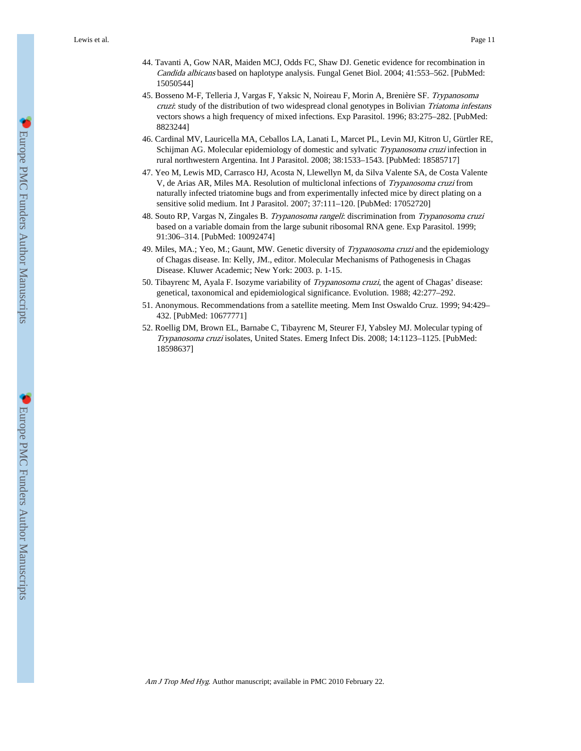44. Tavanti A, Gow NAR, Maiden MCJ, Odds FC, Shaw DJ. Genetic evidence for recombination in *Candida albicans* based on haplotype analysis. Fungal Genet Biol. 2004; 41:553–562. [PubMed: 15050544]
45. Bosseno M-F, Telleria J, Vargas F, Yaksic N, Noireau F, Morin A, Brenière SF. *Trypanosoma cruzi*: study of the distribution of two widespread clonal genotypes in Bolivian *Triatoma infestans* vectors shows a high frequency of mixed infections. Exp Parasitol. 1996; 83:275–282. [PubMed: 8823244]
46. Cardinal MV, Lauricella MA, Ceballos LA, Lanati L, Marcet PL, Levin MJ, Kitron U, Gürtler RE, Schijman AG. Molecular epidemiology of domestic and sylvatic *Trypanosoma cruzi* infection in rural northwestern Argentina. Int J Parasitol. 2008; 38:1533–1543. [PubMed: 18585717]
47. Yeo M, Lewis MD, Carrasco HJ, Acosta N, Llewellyn M, da Silva Valente SA, de Costa Valente V, de Arias AR, Miles MA. Resolution of multiclonal infections of *Trypanosoma cruzi* from naturally infected triatomine bugs and from experimentally infected mice by direct plating on a sensitive solid medium. Int J Parasitol. 2007; 37:111–120. [PubMed: 17052720]
48. Souto RP, Vargas N, Zingales B. *Trypanosoma rangeli*: discrimination from *Trypanosoma cruzi* based on a variable domain from the large subunit ribosomal RNA gene. Exp Parasitol. 1999; 91:306–314. [PubMed: 10092474]
49. Miles, MA.; Yeo, M.; Gaunt, MW. Genetic diversity of *Trypanosoma cruzi* and the epidemiology of Chagas disease. In: Kelly, JM., editor. Molecular Mechanisms of Pathogenesis in Chagas Disease. Kluwer Academic; New York: 2003. p. 1-15.
50. Tibayrenc M, Ayala F. Isozyme variability of *Trypanosoma cruzi*, the agent of Chagas' disease: genetical, taxonomical and epidemiological significance. Evolution. 1988; 42:277–292.
51. Anonymous. Recommendations from a satellite meeting. Mem Inst Oswaldo Cruz. 1999; 94:429–432. [PubMed: 10677771]
52. Roellig DM, Brown EL, Barnabe C, Tibayrenc M, Steurer FJ, Yabsley MJ. Molecular typing of *Trypanosoma cruzi* isolates, United States. Emerg Infect Dis. 2008; 14:1123–1125. [PubMed: 18598637]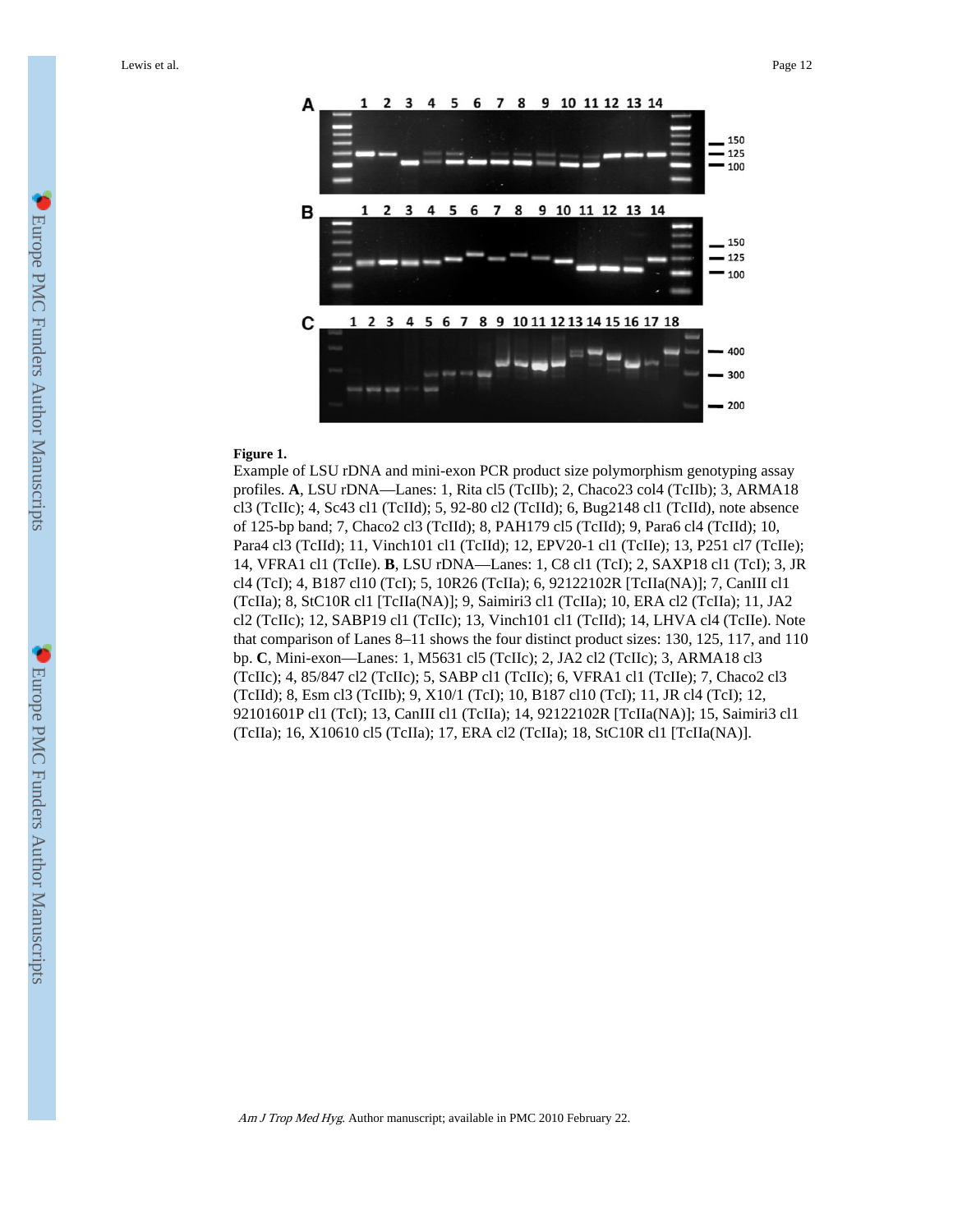**Figure 1.**

Example of LSU rDNA and mini-exon PCR product size polymorphism genotyping assay profiles. **A**, LSU rDNA—Lanes: 1, Rita cl5 (TcIIb); 2, Chaco23 col4 (TcIIb); 3, ARMA18 cl3 (TcIIc); 4, Sc43 cl1 (TcIId); 5, 92-80 cl2 (TcIId); 6, Bug2148 cl1 (TcIId), note absence of 125-bp band; 7, Chaco2 cl3 (TcIId); 8, PAH179 cl5 (TcIId); 9, Para6 cl4 (TcIId); 10, Para4 cl3 (TcIId); 11, Vinch101 cl1 (TcIId); 12, EPV20-1 cl1 (TcIIe); 13, P251 cl7 (TcIIe); 14, VFRA1 cl1 (TcIIe). **B**, LSU rDNA—Lanes: 1, C8 cl1 (TcI); 2, SAXP18 cl1 (TcI); 3, JR cl4 (TcI); 4, B187 cl10 (TcI); 5, 10R26 (TcIIa); 6, 92122102R [TcIIa(NA)]; 7, CanIII cl1 (TcIIa); 8, StC10R cl1 [TcIIa(NA)]; 9, Saimiri3 cl1 (TcIIa); 10, ERA cl2 (TcIIa); 11, JA2 cl2 (TcIIc); 12, SABP19 cl1 (TcIIc); 13, Vinch101 cl1 (TcIId); 14, LHVA cl4 (TcIIe). Note that comparison of Lanes 8–11 shows the four distinct product sizes: 130, 125, 117, and 110 bp. **C**, Mini-exon—Lanes: 1, M5631 cl5 (TcIIc); 2, JA2 cl2 (TcIIc); 3, ARMA18 cl3 (TcIIc); 4, 85/847 cl2 (TcIIc); 5, SABP cl1 (TcIIc); 6, VFRA1 cl1 (TcIIe); 7, Chaco2 cl3 (TcIId); 8, Esm cl3 (TcIIb); 9, X10/1 (TcI); 10, B187 cl10 (TcI); 11, JR cl4 (TcI); 12, 92101601P cl1 (TcI); 13, CanIII cl1 (TcIIa); 14, 92122102R [TcIIa(NA)]; 15, Saimiri3 cl1 (TcIIa); 16, X10610 cl5 (TcIIa); 17, ERA cl2 (TcIIa); 18, StC10R cl1 [TcIIa(NA)].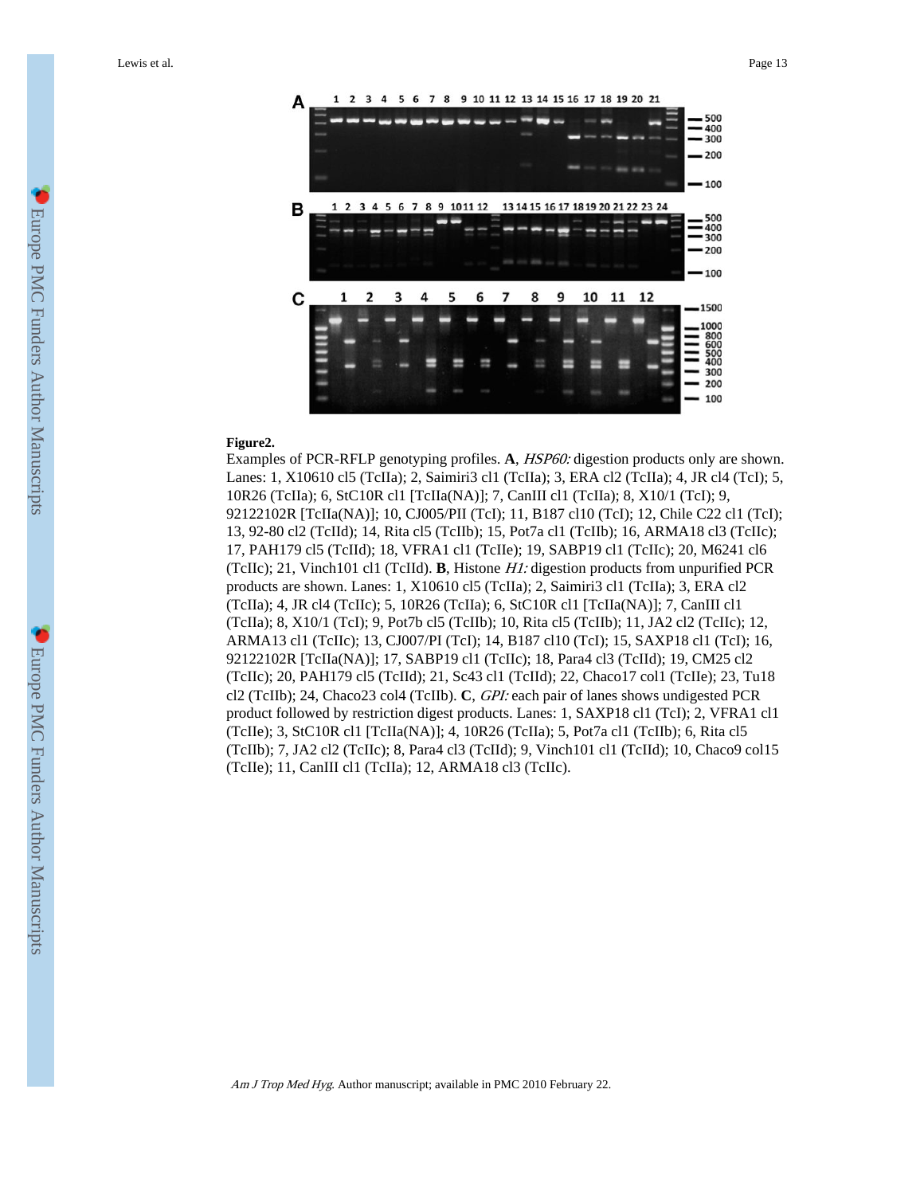**Figure2.**

Examples of PCR-RFLP genotyping profiles. **A**, *HSP60:* digestion products only are shown. Lanes: 1, X10610 cl5 (TcIIa); 2, Saimiri3 cl1 (TcIIa); 3, ERA cl2 (TcIIa); 4, JR cl4 (TcI); 5, 10R26 (TcIIa); 6, StC10R cl1 [TcIIa(NA)]; 7, CanIII cl1 (TcIIa); 8, X10/1 (TcI); 9, 92122102R [TcIIa(NA)]; 10, CJ005/PII (TcI); 11, B187 cl10 (TcI); 12, Chile C22 cl1 (TcI); 13, 92-80 cl2 (TcIId); 14, Rita cl5 (TcIIb); 15, Pot7a cl1 (TcIIb); 16, ARMA18 cl3 (TcIIc); 17, PAH179 cl5 (TcIId); 18, VFRA1 cl1 (TcIIe); 19, SABP19 cl1 (TcIIc); 20, M6241 cl6 (TcIIc); 21, Vinch101 cl1 (TcIId). **B**, Histone *H1:* digestion products from unpurified PCR products are shown. Lanes: 1, X10610 cl5 (TcIIa); 2, Saimiri3 cl1 (TcIIa); 3, ERA cl2 (TcIIa); 4, JR cl4 (TcIIc); 5, 10R26 (TcIIa); 6, StC10R cl1 [TcIIa(NA)]; 7, CanIII cl1 (TcIIa); 8, X10/1 (TcI); 9, Pot7b cl5 (TcIIb); 10, Rita cl5 (TcIIb); 11, JA2 cl2 (TcIIc); 12, ARMA13 cl1 (TcIIc); 13, CJ007/PI (TcI); 14, B187 cl10 (TcI); 15, SAXP18 cl1 (TcI); 16, 92122102R [TcIIa(NA)]; 17, SABP19 cl1 (TcIIc); 18, Para4 cl3 (TcIId); 19, CM25 cl2 (TcIIc); 20, PAH179 cl5 (TcIId); 21, Sc43 cl1 (TcIId); 22, Chaco17 col1 (TcIIe); 23, Tu18 cl2 (TcIIb); 24, Chaco23 col4 (TcIIb). **C**, *GPI:* each pair of lanes shows undigested PCR product followed by restriction digest products. Lanes: 1, SAXP18 cl1 (TcI); 2, VFRA1 cl1 (TcIIe); 3, StC10R cl1 [TcIIa(NA)]; 4, 10R26 (TcIIa); 5, Pot7a cl1 (TcIIb); 6, Rita cl5 (TcIIb); 7, JA2 cl2 (TcIIc); 8, Para4 cl3 (TcIId); 9, Vinch101 cl1 (TcIId); 10, Chaco9 col15 (TcIIe); 11, CanIII cl1 (TcIIa); 12, ARMA18 cl3 (TcIIc).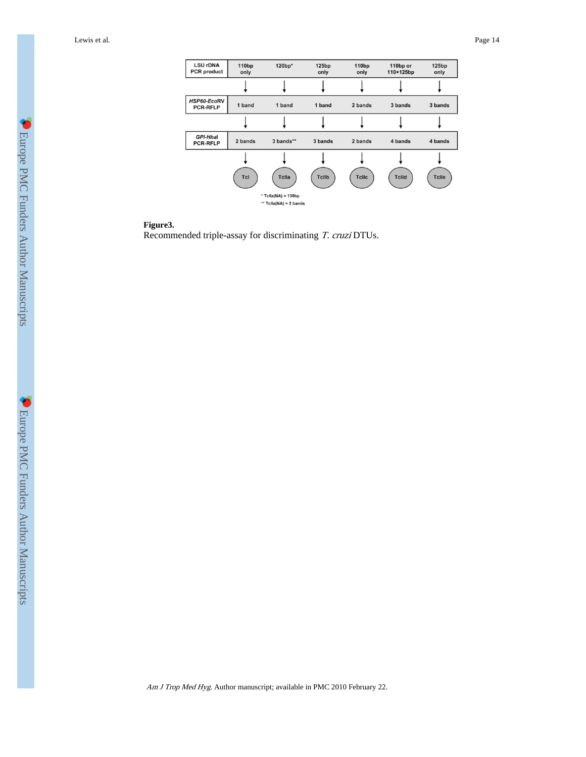| LSU rDNA PCR product | 110bp only | 120bp* | 125bp only | 110bp only | 110bp or 110+125bp | 125bp only |
| --- | --- | --- | --- | --- | --- | --- |
| *HSP60-EcoRV* PCR-RFLP | 1 band | 1 band | 1 band | 2 bands | 3 bands | 3 bands |
| *GPI-HhaI* PCR-RFLP | 2 bands | 3 bands** | 3 bands | 2 bands | 4 bands | 4 bands |
| | TcI | TcIIa | TcIIb | TcIIc | TcIId | TcIIe |

\* TcIIa(NA) = 130bp

\** TcIIa(NA) = 2 bands

**Figure3.**

Recommended triple-assay for discriminating *T. cruzi* DTUs.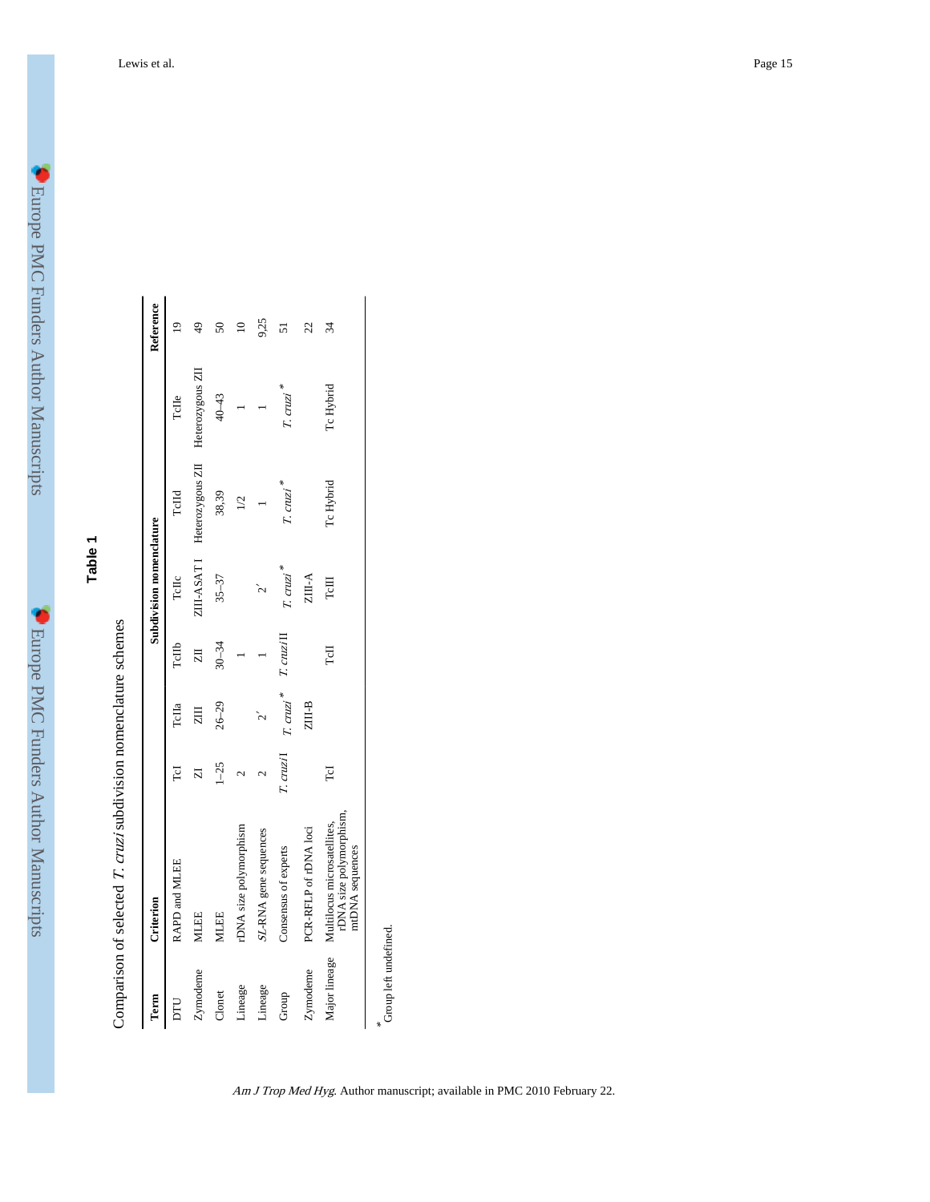## Table 1

Comparison of selected *T. cruzi* subdivision nomenclature schemes

| Term | Criterion | Subdivision nomenclature | | | | | | Reference |
|---|---|---|---|---|---|---|---|---|
| DTU | RAPD and MLEE | TcI | TcIIa | TcIIb | TcIIc | TcIId | TcIIe | 19 |
| Zymodeme | MLEE | ZI | ZIII | ZII | ZIII-ASAT I | Heterozygous ZII | Heterozygous ZII | 49 |
| Clonet | MLEE | 1–25 | 26–29 | 30–34 | 35–37 | 38,39 | 40–43 | 50 |
| Lineage | rDNA size polymorphism | 2 | | 1 | | 1/2 | 1 | 10 |
| Lineage | *SL*-RNA gene sequences | 2 | 2′ | 1 | 2′ | 1 | 1 | 9,25 |
| Group | Consensus of experts | *T. cruzi* I | *T. cruzi** | *T. cruzi* II | *T. cruzi** | *T. cruzi** | *T. cruzi** | 51 |
| Zymodeme | PCR-RFLP of rDNA loci | | ZIII-B | | ZIII-A | | | 22 |
| Major lineage | Multilocus microsatellites, rDNA size polymorphism, mtDNA sequences | TcI | | TcII | TcIII | Tc Hybrid | Tc Hybrid | 34 |

*Group left undefined.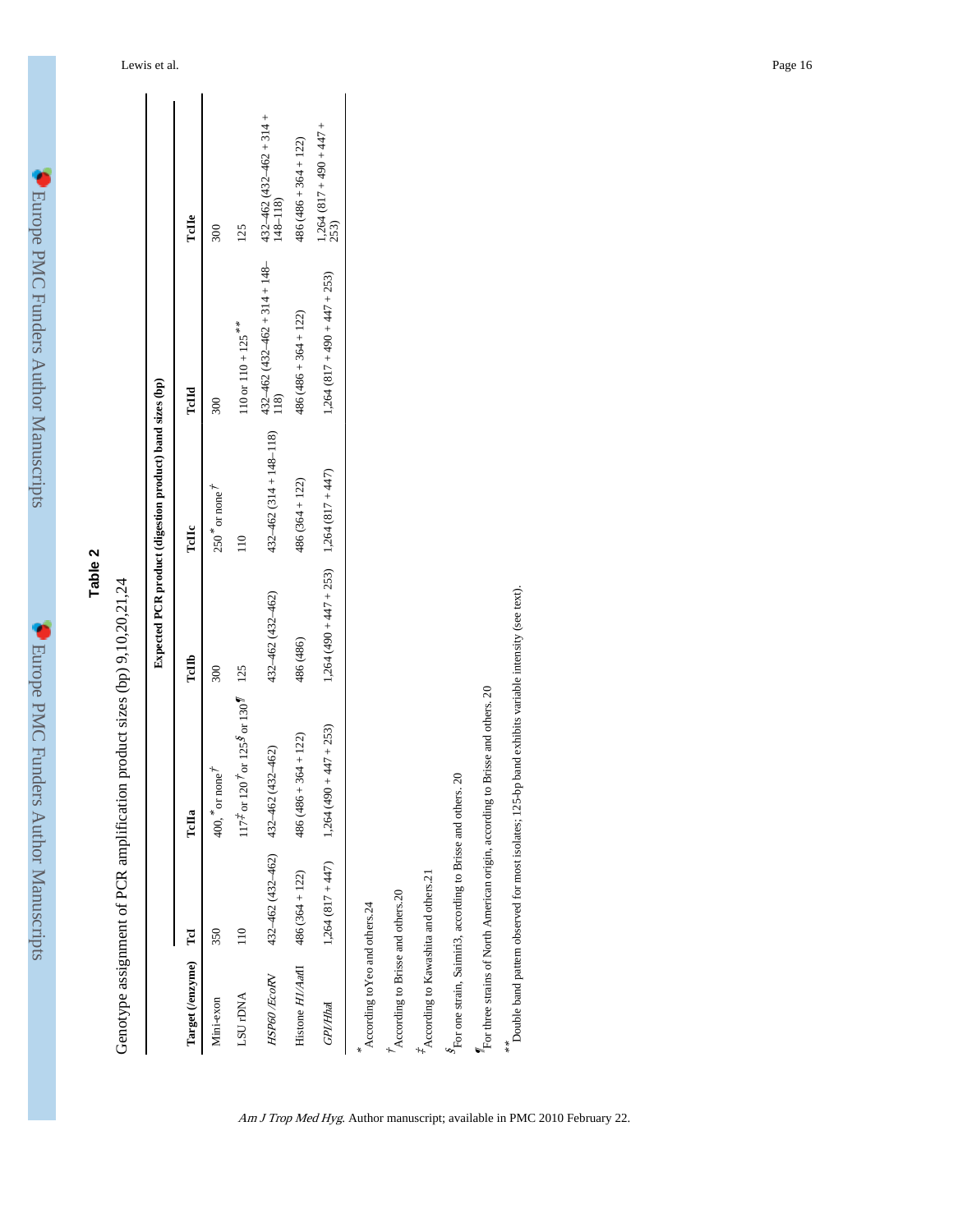# Table 2

Genotype assignment of PCR amplification product sizes (bp) 9,10,20,21,24

| Target (/enzyme) | TcI | Expected PCR product (digestion product) band sizes (bp) | | | | |
|---|---|---|---|---|---|---|
| | | TcIIa | TcIIb | TcIIc | TcIId | TcIIe |
| Mini-exon | 350 | 400,[*] or none[†] | 300 | 250[*] or none[†] | 300 | 300 |
| LSU rDNA | 110 | 117[‡] or 120[†] or 125[§] or 130[¶] | 125 | 110 | 110 or 110 + 125[**] | 125 |
| *HSP60 /EcoRV* | 432–462 (432–462) | 432–462 (432–462) | 432–462 (432–462) | 432–462 (314 + 148–118) | 432–462 (432–462 + 314 + 148–118) | 432–462 (432–462 + 314 + 148–118) |
| Histone *H1/AatII* | 486 (364 + 122) | 486 (486 + 364 + 122) | 486 (486) | 486 (364 + 122) | 486 (486 + 364 + 122) | 486 (486 + 364 + 122) |
| *GPI/HhaI* | 1,264 (817 + 447) | 1,264 (490 + 447 + 253) | 1,264 (490 + 447 + 253) | 1,264 (817 + 447) | 1,264 (817 + 490 + 447 + 253) | 1,264 (817 + 490 + 447 + 253) |

[*] According to Yeo and others.24

[†] According to Brisse and others.20

[‡] According to Kawashita and others.21

[§] For one strain, Saimiri3, according to Brisse and others. 20

[¶] For three strains of North American origin, according to Brisse and others. 20

[**] Double band pattern observed for most isolates; 125-bp band exhibits variable intensity (see text).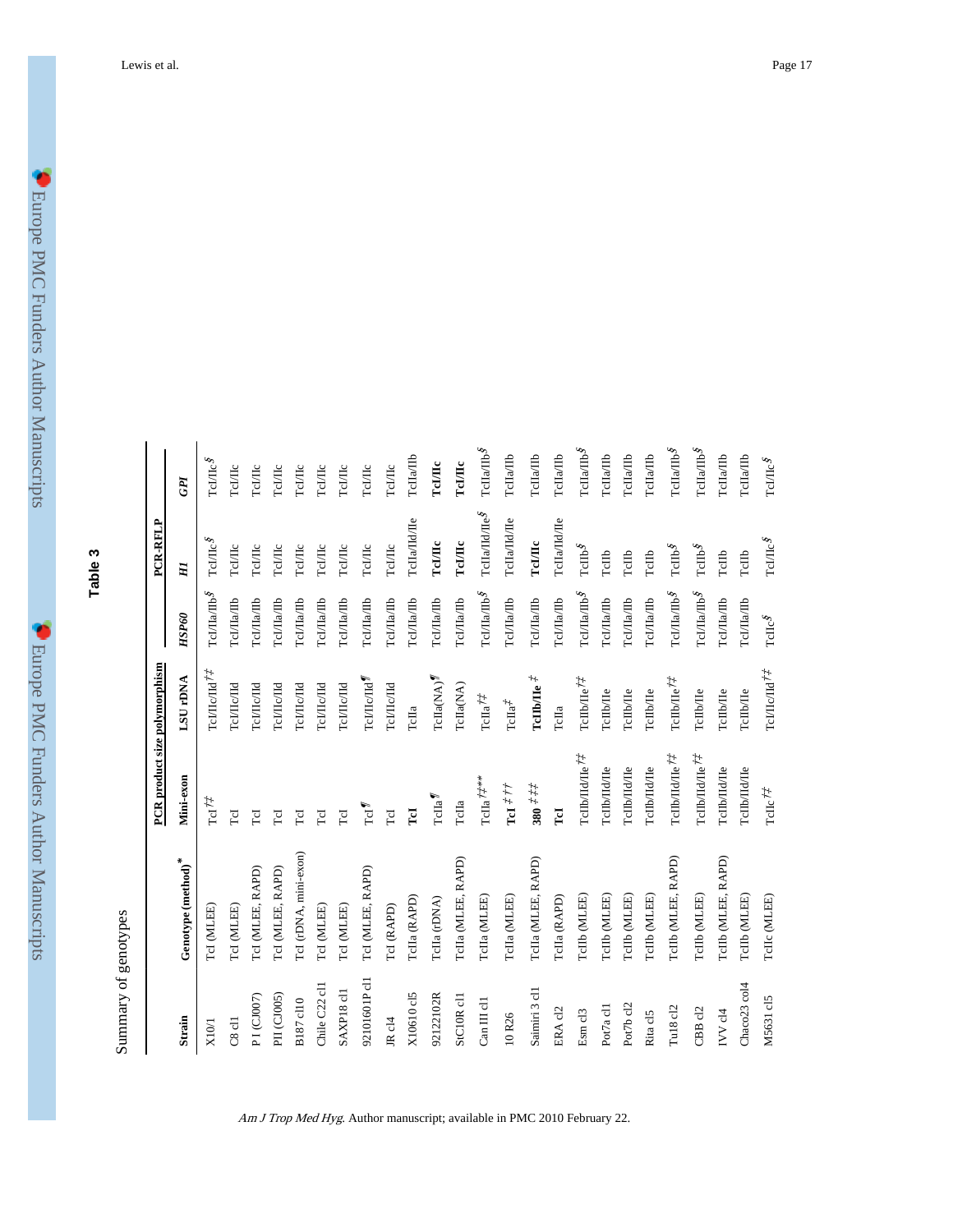## Table 3

Summary of genotypes

| Strain | Genotype (method)* | PCR product size polymorphism | | PCR-RFLP | | |
|---|---|---|---|---|---|---|
| | | Mini-exon | LSU rDNA | *HSP60* | *H1* | *GPI* |
| X10/1 | TcI (MLEE) | TcI[†‡] | TcI/IIc/IId[†‡] | TcI/IIa/IIb[§] | TcI/IIc[§] | TcI/IIc[§] |
| C8 cl1 | TcI (MLEE) | TcI | TcI/IIc/IId | TcI/IIa/IIb | TcI/IIc | TcI/IIc |
| P1 (CJ007) | TcI (MLEE, RAPD) | TcI | TcI/IIc/IId | TcI/IIa/IIb | TcI/IIc | TcI/IIc |
| PII (CJ005) | TcI (MLEE, RAPD) | TcI | TcI/IIc/IId | TcI/IIa/IIb | TcI/IIc | TcI/IIc |
| B187 cl10 | TcI (rDNA, mini-exon) | TcI | TcI/IIc/IId | TcI/IIa/IIb | TcI/IIc | TcI/IIc |
| Chile C22 cl1 | TcI (MLEE) | TcI | TcI/IIc/IId | TcI/IIa/IIb | TcI/IIc | TcI/IIc |
| SAXP18 cl1 | TcI (MLEE) | TcI | TcI/IIc/IId | TcI/IIa/IIb | TcI/IIc | TcI/IIc |
| 92101601P cl1 | TcI (MLEE, RAPD) | TcI[¶] | TcI/IIc/IId[¶] | TcI/IIa/IIb | TcI/IIc | TcI/IIc |
| JR cl4 | TcI (RAPD) | TcI | TcI/IIc/IId | TcI/IIa/IIb | TcI/IIc | TcI/IIc |
| X10610 cl5 | TcIIa (RAPD) | **TcI** | TcIIa | TcI/IIa/IIb | TcIIa/IId/IIe | TcIIa/IIb |
| 92122102R | TcIIa (rDNA) | TcIIa[¶] | TcIIa(NA)[¶] | TcI/IIa/IIb | **TcI/IIc** | **TcI/IIc** |
| StC10R cl1 | TcIIa (MLEE, RAPD) | TcIIa | TcIIa(NA) | TcI/IIa/IIb | **TcI/IIc** | **TcI/IIc** |
| Can III cl1 | TcIIa (MLEE) | TcIIa[†‡**] | TcIIa[†‡] | TcI/IIa/IIb[§] | TcIIa/IId/IIe[§] | TcIIa/IIb[§] |
| 10 R26 | TcIIa (MLEE) | **TcI** [‡††] | TcIIa[‡] | TcI/IIa/IIb | TcIIa/IId/IIe | TcIIa/IIb |
| Saimiri 3 cl1 | TcIIa (MLEE, RAPD) | **380** [‡‡‡] | **TcIIb/IIe** [‡] | TcI/IIa/IIb | **TcI/IIc** | TcIIa/IIb |
| ERA cl2 | TcIIa (RAPD) | **TcI** | TcIIa | TcI/IIa/IIb | TcIIa/IId/IIe | TcIIa/IIb |
| Esm cl3 | TcIIb (MLEE) | TcIIb/IId/IIe[†‡] | TcIIb/IIe[†‡] | TcI/IIa/IIb[§] | TcIIb[§] | TcIIa/IIb[§] |
| Pot7a cl1 | TcIIb (MLEE) | TcIIb/IId/IIe | TcIIb/IIe | TcI/IIa/IIb | TcIIb | TcIIa/IIb |
| Pot7b cl2 | TcIIb (MLEE) | TcIIb/IId/IIe | TcIIb/IIe | TcI/IIa/IIb | TcIIb | TcIIa/IIb |
| Rita cl5 | TcIIb (MLEE) | TcIIb/IId/IIe | TcIIb/IIe | TcI/IIa/IIb | TcIIb | TcIIa/IIb |
| Tu18 cl2 | TcIIb (MLEE, RAPD) | TcIIb/IId/IIe[†‡] | TcIIb/IIe[†‡] | TcI/IIa/IIb[§] | TcIIb[§] | TcIIa/IIb[§] |
| CBB cl2 | TcIIb (MLEE) | TcIIb/IId/IIe[†‡] | TcIIb/IIe | TcI/IIa/IIb[§] | TcIIb[§] | TcIIa/IIb[§] |
| IVV cl4 | TcIIb (MLEE, RAPD) | TcIIb/IId/IIe | TcIIb/IIe | TcI/IIa/IIb | TcIIb | TcIIa/IIb |
| Chaco23 col4 | TcIIb (MLEE) | TcIIb/IId/IIe | TcIIb/IIe | TcI/IIa/IIb | TcIIb | TcIIa/IIb |
| M5631 cl5 | TcIIc (MLEE) | TcIIc[†‡] | TcI/IIc/IId[†‡] | TcIIc[§] | TcI/IIc[§] | TcI/IIc[§] |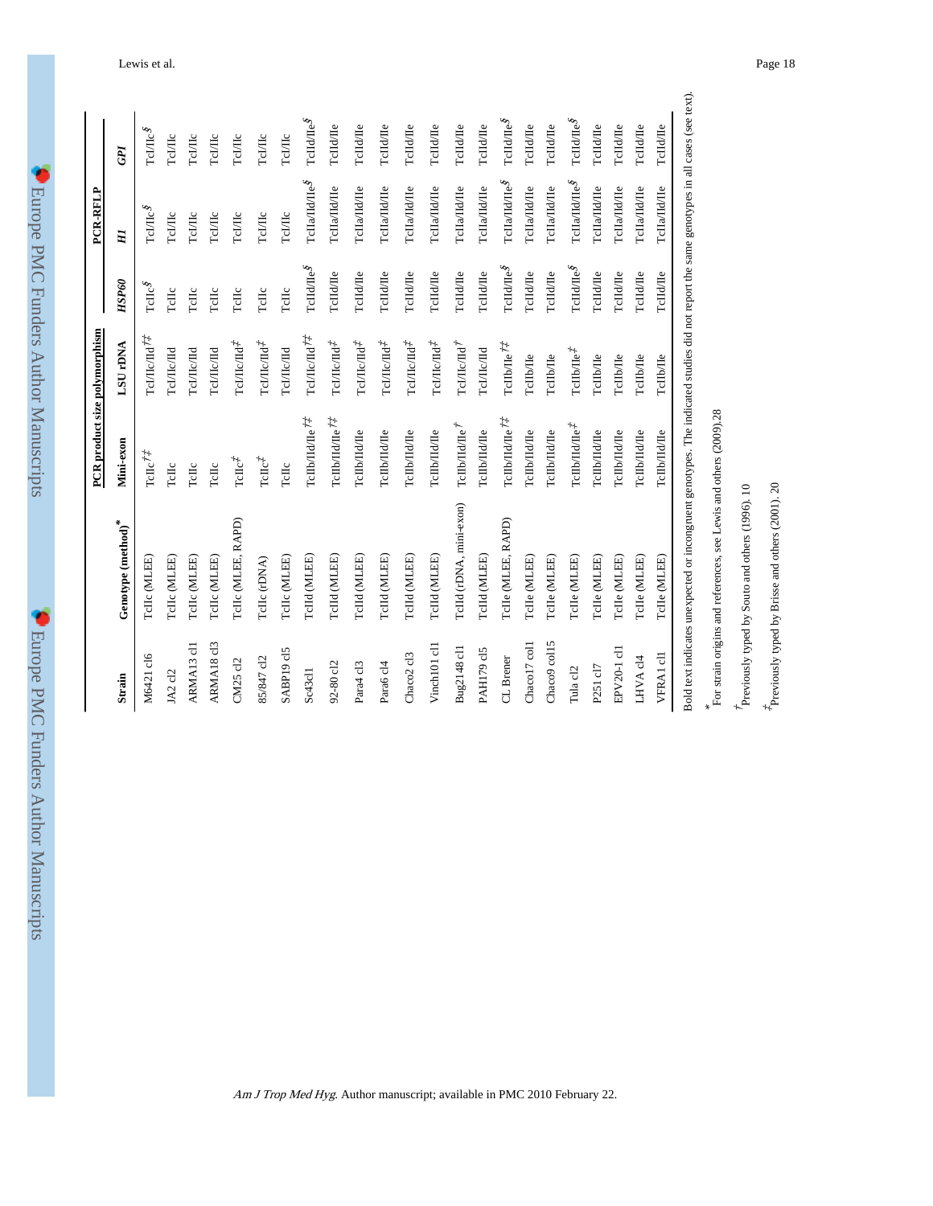| Strain | Genotype (method)* | PCR product size polymorphism | | PCR-RFLP | | |
|---|---|---|---|---|---|---|
| | | Mini-exon | LSU rDNA | *HSP60* | *H1* | *GPI* |
| M6421 cl6 | TcIIc (MLEE) | TcIIc†‡ | TcI/IIc/IId†‡ | TcIIc§ | TcI/IIc§ | TcI/IIc§ |
| JA2 cl2 | TcIIc (MLEE) | TcIIc | TcI/IIc/IId | TcIIc | TcI/IIc | TcI/IIc |
| ARMA13 cl1 | TcIIc (MLEE) | TcIIc | TcI/IIc/IId | TcIIc | TcI/IIc | TcI/IIc |
| ARMA18 cl3 | TcIIc (MLEE) | TcIIc | TcI/IIc/IId | TcIIc | TcI/IIc | TcI/IIc |
| CM25 cl2 | TcIIc (MLEE, RAPD) | TcIIc‡ | TcI/IIc/IId‡ | TcIIc | TcI/IIc | TcI/IIc |
| 85/847 cl2 | TcIIc (rDNA) | TcIIc‡ | TcI/IIc/IId‡ | TcIIc | TcI/IIc | TcI/IIc |
| SABP19 cl5 | TcIIc (MLEE) | TcIIc | TcI/IIc/IId | TcIIc | TcI/IIc | TcI/IIc |
| Sc43cl1 | TcIId (MLEE) | TcIIb/IId/IIe†‡ | TcI/IIc/IId†‡ | TcIId/IIe§ | TcIIa/IId/IIe§ | TcIId/IIe§ |
| 92-80 cl2 | TcIId (MLEE) | TcIIb/IId/IIe†‡ | TcI/IIc/IId‡ | TcIId/IIe | TcIIa/IId/IIe | TcIId/IIe |
| Para4 cl3 | TcIId (MLEE) | TcIIb/IId/IIe | TcI/IIc/IId‡ | TcIId/IIe | TcIIa/IId/IIe | TcIId/IIe |
| Para6 cl4 | TcIId (MLEE) | TcIIb/IId/IIe | TcI/IIc/IId‡ | TcIId/IIe | TcIIa/IId/IIe | TcIId/IIe |
| Chaco2 cl3 | TcIId (MLEE) | TcIIb/IId/IIe | TcI/IIc/IId‡ | TcIId/IIe | TcIIa/IId/IIe | TcIId/IIe |
| Vinch101 cl1 | TcIId (MLEE) | TcIIb/IId/IIe | TcI/IIc/IId‡ | TcIId/IIe | TcIIa/IId/IIe | TcIId/IIe |
| Bug2148 cl1 | TcIId (rDNA, mini-exon) | TcIIb/IId/IIe† | TcI/IIc/IId† | TcIId/IIe | TcIIa/IId/IIe | TcIId/IIe |
| PAH179 cl5 | TcIId (MLEE) | TcIIb/IId/IIe | TcI/IIc/IId | TcIId/IIe | TcIIa/IId/IIe | TcIId/IIe |
| CL Brener | TcIIe (MLEE, RAPD) | TcIIb/IId/IIe†‡ | TcIIb/IIe†‡ | TcIId/IIe§ | TcIIa/IId/IIe§ | TcIId/IIe§ |
| Chaco17 col1 | TcIIe (MLEE) | TcIIb/IId/IIe | TcIIb/IIe | TcIId/IIe | TcIIa/IId/IIe | TcIId/IIe |
| Chaco9 col15 | TcIIe (MLEE) | TcIIb/IId/IIe | TcIIb/IIe | TcIId/IIe | TcIIa/IId/IIe | TcIId/IIe |
| Tula cl2 | TcIIe (MLEE) | TcIIb/IId/IIe‡ | TcIIb/IIe‡ | TcIId/IIe§ | TcIIa/IId/IIe§ | TcIId/IIe§ |
| P251 cl7 | TcIIe (MLEE) | TcIIb/IId/IIe | TcIIb/IIe | TcIId/IIe | TcIIa/IId/IIe | TcIId/IIe |
| EPV20-1 cl1 | TcIIe (MLEE) | TcIIb/IId/IIe | TcIIb/IIe | TcIId/IIe | TcIIa/IId/IIe | TcIId/IIe |
| LHVA cl4 | TcIIe (MLEE) | TcIIb/IId/IIe | TcIIb/IIe | TcIId/IIe | TcIIa/IId/IIe | TcIId/IIe |
| VFRA1 cl1 | TcIIe (MLEE) | TcIIb/IId/IIe | TcIIb/IIe | TcIId/IIe | TcIIa/IId/IIe | TcIId/IIe |

Bold text indicates unexpected or incongruent genotypes. The indicated studies did not report the same genotypes in all cases (see text).

*For strain origins and references, see Lewis and others (2009).28

†Previously typed by Souto and others (1996). 10

‡Previously typed by Brisse and others (2001). 20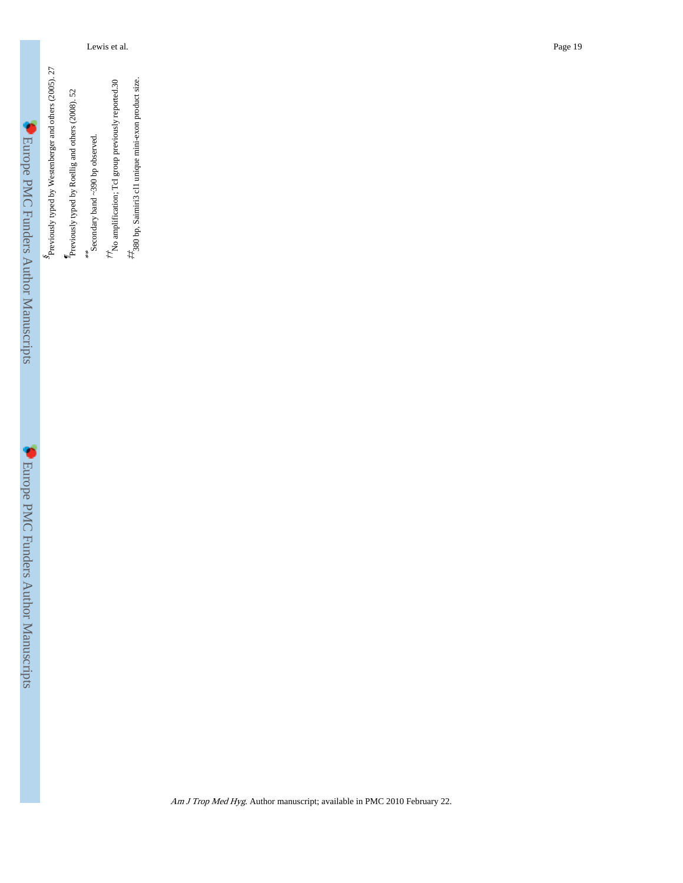§Previously typed by Westenberger and others (2005).[27]

¶Previously typed by Roellig and others (2008).[52]

**Secondary band ~390 bp observed.

††No amplification; TcI group previously reported.[30]

‡‡380 bp, Saimiri3 cl1 unique mini-exon product size.